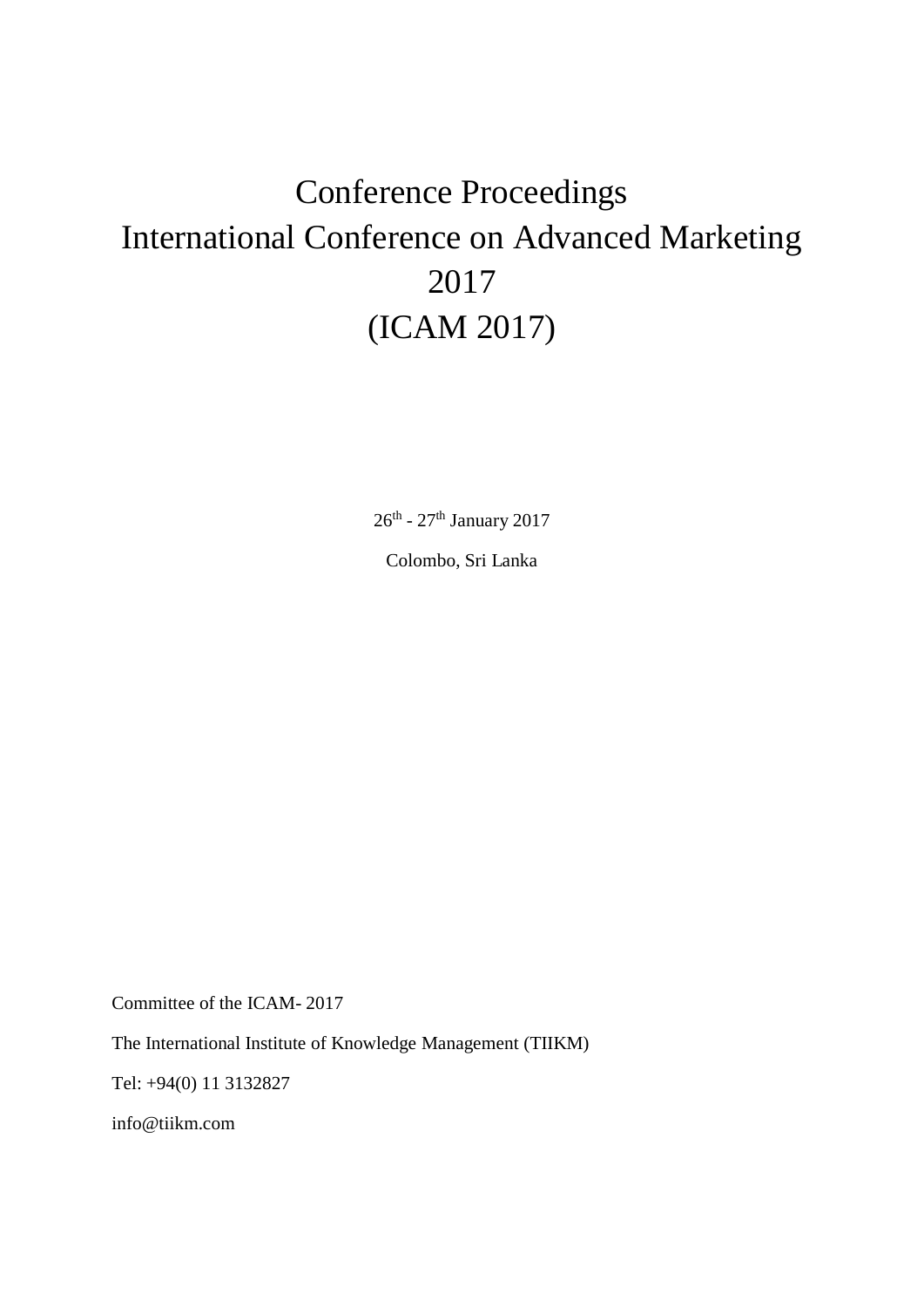# Conference Proceedings
# International Conference on Advanced Marketing 2017
# (ICAM 2017)

26th - 27th January 2017

Colombo, Sri Lanka

Committee of the ICAM- 2017

The International Institute of Knowledge Management (TIIKM)

Tel: +94(0) 11 3132827

info@tiikm.com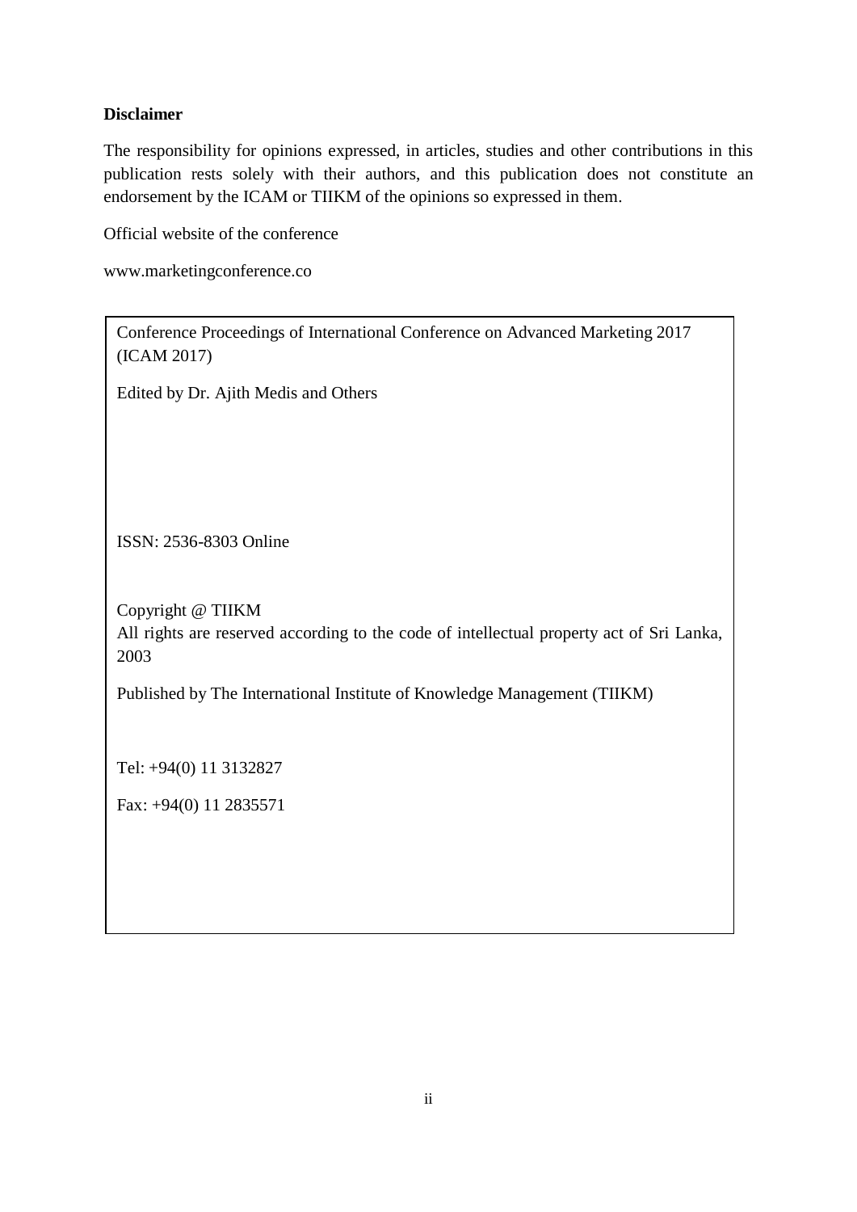**Disclaimer**

The responsibility for opinions expressed, in articles, studies and other contributions in this publication rests solely with their authors, and this publication does not constitute an endorsement by the ICAM or TIIKM of the opinions so expressed in them.

Official website of the conference

www.marketingconference.co

Conference Proceedings of International Conference on Advanced Marketing 2017 (ICAM 2017)

Edited by Dr. Ajith Medis and Others

ISSN: 2536-8303 Online

Copyright @ TIIKM
All rights are reserved according to the code of intellectual property act of Sri Lanka, 2003

Published by The International Institute of Knowledge Management (TIIKM)

Tel: +94(0) 11 3132827

Fax: +94(0) 11 2835571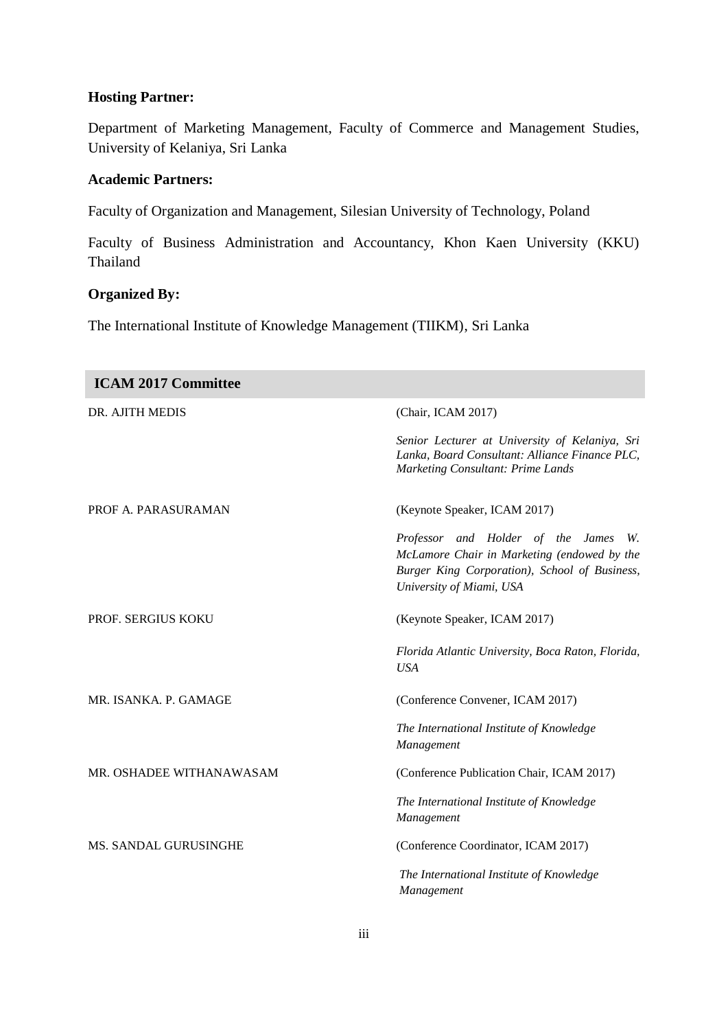**Hosting Partner:**

Department of Marketing Management, Faculty of Commerce and Management Studies, University of Kelaniya, Sri Lanka

**Academic Partners:**

Faculty of Organization and Management, Silesian University of Technology, Poland

Faculty of Business Administration and Accountancy, Khon Kaen University (KKU) Thailand

**Organized By:**

The International Institute of Knowledge Management (TIIKM), Sri Lanka

## ICAM 2017 Committee

| | |
|---|---|
| DR. AJITH MEDIS | (Chair, ICAM 2017) *Senior Lecturer at University of Kelaniya, Sri Lanka, Board Consultant: Alliance Finance PLC, Marketing Consultant: Prime Lands* |
| PROF A. PARASURAMAN | (Keynote Speaker, ICAM 2017) *Professor and Holder of the James W. McLamore Chair in Marketing (endowed by the Burger King Corporation), School of Business, University of Miami, USA* |
| PROF. SERGIUS KOKU | (Keynote Speaker, ICAM 2017) *Florida Atlantic University, Boca Raton, Florida, USA* |
| MR. ISANKA. P. GAMAGE | (Conference Convener, ICAM 2017) *The International Institute of Knowledge Management* |
| MR. OSHADEE WITHANAWASAM | (Conference Publication Chair, ICAM 2017) *The International Institute of Knowledge Management* |
| MS. SANDAL GURUSINGHE | (Conference Coordinator, ICAM 2017) *The International Institute of Knowledge Management* |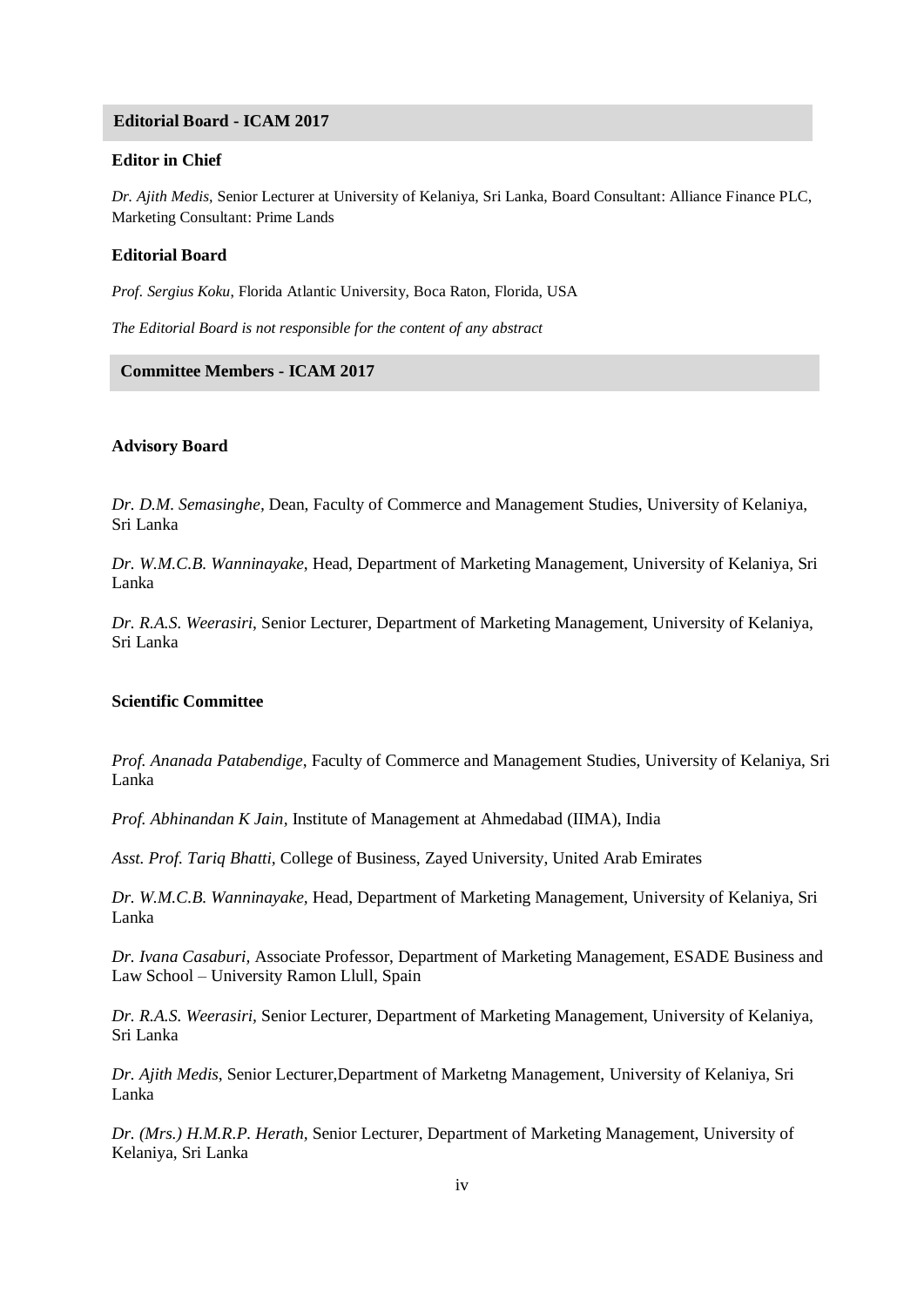## Editorial Board - ICAM 2017

### Editor in Chief

*Dr. Ajith Medis,* Senior Lecturer at University of Kelaniya, Sri Lanka, Board Consultant: Alliance Finance PLC, Marketing Consultant: Prime Lands

### Editorial Board

*Prof. Sergius Koku,* Florida Atlantic University, Boca Raton, Florida, USA

*The Editorial Board is not responsible for the content of any abstract*

## Committee Members - ICAM 2017

### Advisory Board

*Dr. D.M. Semasinghe,* Dean, Faculty of Commerce and Management Studies, University of Kelaniya, Sri Lanka

*Dr. W.M.C.B. Wanninayake,* Head, Department of Marketing Management, University of Kelaniya, Sri Lanka

*Dr. R.A.S. Weerasiri,* Senior Lecturer, Department of Marketing Management, University of Kelaniya, Sri Lanka

### Scientific Committee

*Prof. Ananada Patabendige,* Faculty of Commerce and Management Studies, University of Kelaniya, Sri Lanka

*Prof. Abhinandan K Jain,* Institute of Management at Ahmedabad (IIMA), India

*Asst. Prof. Tariq Bhatti,* College of Business, Zayed University, United Arab Emirates

*Dr. W.M.C.B. Wanninayake,* Head, Department of Marketing Management, University of Kelaniya, Sri Lanka

*Dr. Ivana Casaburi,* Associate Professor, Department of Marketing Management, ESADE Business and Law School – University Ramon Llull, Spain

*Dr. R.A.S. Weerasiri,* Senior Lecturer, Department of Marketing Management, University of Kelaniya, Sri Lanka

*Dr. Ajith Medis,* Senior Lecturer,Department of Marketng Management, University of Kelaniya, Sri Lanka

*Dr. (Mrs.) H.M.R.P. Herath,* Senior Lecturer, Department of Marketing Management, University of Kelaniya, Sri Lanka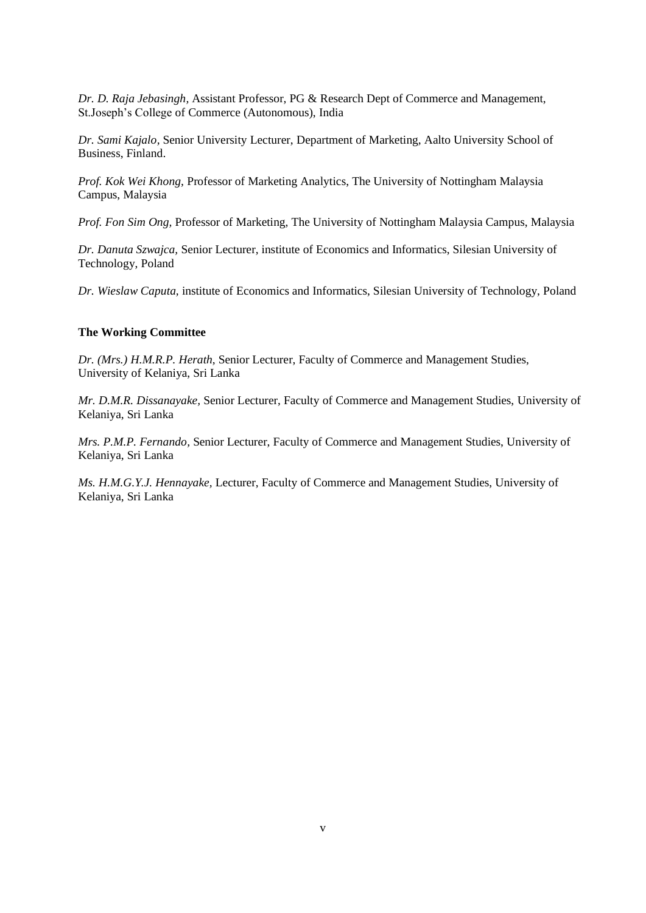*Dr. D. Raja Jebasingh,* Assistant Professor, PG & Research Dept of Commerce and Management, St.Joseph's College of Commerce (Autonomous), India

*Dr. Sami Kajalo,* Senior University Lecturer, Department of Marketing, Aalto University School of Business, Finland.

*Prof. Kok Wei Khong,* Professor of Marketing Analytics, The University of Nottingham Malaysia Campus, Malaysia

*Prof. Fon Sim Ong,* Professor of Marketing, The University of Nottingham Malaysia Campus, Malaysia

*Dr. Danuta Szwajca,* Senior Lecturer, institute of Economics and Informatics, Silesian University of Technology, Poland

*Dr. Wieslaw Caputa,* institute of Economics and Informatics, Silesian University of Technology, Poland

**The Working Committee**

*Dr. (Mrs.) H.M.R.P. Herath,* Senior Lecturer, Faculty of Commerce and Management Studies, University of Kelaniya, Sri Lanka

*Mr. D.M.R. Dissanayake,* Senior Lecturer, Faculty of Commerce and Management Studies, University of Kelaniya, Sri Lanka

*Mrs. P.M.P. Fernando,* Senior Lecturer, Faculty of Commerce and Management Studies, University of Kelaniya, Sri Lanka

*Ms. H.M.G.Y.J. Hennayake,* Lecturer, Faculty of Commerce and Management Studies, University of Kelaniya, Sri Lanka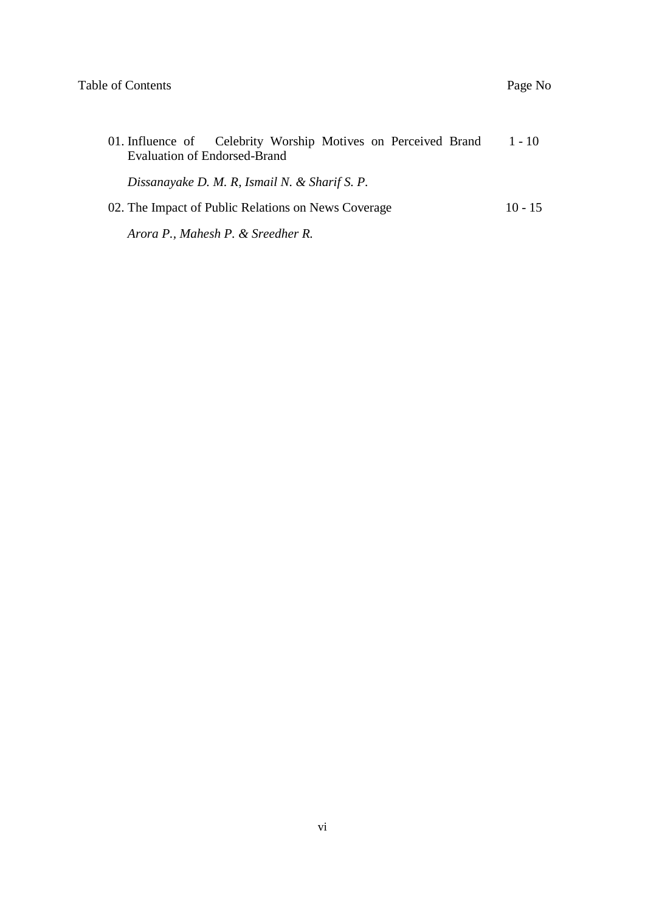Table of Contents

| | Page No |
|---|---|
| 01. Influence of Celebrity Worship Motives on Perceived Brand Evaluation of Endorsed-Brand<br>*Dissanayake D. M. R, Ismail N. & Sharif S. P.* | 1 - 10 |
| 02. The Impact of Public Relations on News Coverage<br>*Arora P., Mahesh P. & Sreedher R.* | 10 - 15 |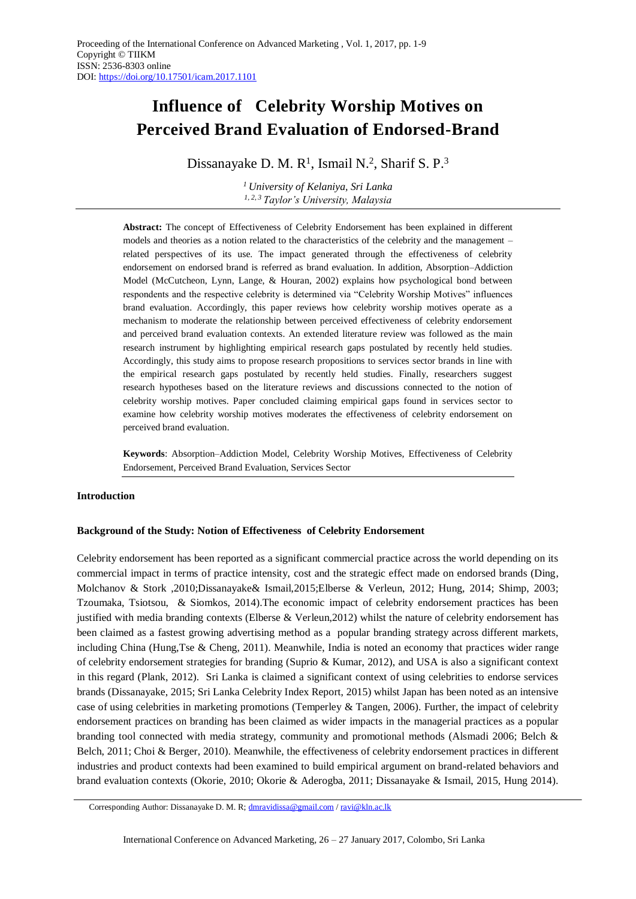# Influence of Celebrity Worship Motives on Perceived Brand Evaluation of Endorsed-Brand

Dissanayake D. M. R[1], Ismail N.[2], Sharif S. P.[3]

[1] *University of Kelaniya, Sri Lanka*
[1, 2, 3] *Taylor's University, Malaysia*

**Abstract:** The concept of Effectiveness of Celebrity Endorsement has been explained in different models and theories as a notion related to the characteristics of the celebrity and the management – related perspectives of its use. The impact generated through the effectiveness of celebrity endorsement on endorsed brand is referred as brand evaluation. In addition, Absorption–Addiction Model (McCutcheon, Lynn, Lange, & Houran, 2002) explains how psychological bond between respondents and the respective celebrity is determined via "Celebrity Worship Motives" influences brand evaluation. Accordingly, this paper reviews how celebrity worship motives operate as a mechanism to moderate the relationship between perceived effectiveness of celebrity endorsement and perceived brand evaluation contexts. An extended literature review was followed as the main research instrument by highlighting empirical research gaps postulated by recently held studies. Accordingly, this study aims to propose research propositions to services sector brands in line with the empirical research gaps postulated by recently held studies. Finally, researchers suggest research hypotheses based on the literature reviews and discussions connected to the notion of celebrity worship motives. Paper concluded claiming empirical gaps found in services sector to examine how celebrity worship motives moderates the effectiveness of celebrity endorsement on perceived brand evaluation.

**Keywords**: Absorption–Addiction Model, Celebrity Worship Motives, Effectiveness of Celebrity Endorsement, Perceived Brand Evaluation, Services Sector

## Introduction

### Background of the Study: Notion of Effectiveness of Celebrity Endorsement

Celebrity endorsement has been reported as a significant commercial practice across the world depending on its commercial impact in terms of practice intensity, cost and the strategic effect made on endorsed brands (Ding, Molchanov & Stork ,2010;Dissanayake& Ismail,2015;Elberse & Verleun, 2012; Hung, 2014; Shimp, 2003; Tzoumaka, Tsiotsou, & Siomkos, 2014).The economic impact of celebrity endorsement practices has been justified with media branding contexts (Elberse & Verleun,2012) whilst the nature of celebrity endorsement has been claimed as a fastest growing advertising method as a popular branding strategy across different markets, including China (Hung,Tse & Cheng, 2011). Meanwhile, India is noted an economy that practices wider range of celebrity endorsement strategies for branding (Suprio & Kumar, 2012), and USA is also a significant context in this regard (Plank, 2012). Sri Lanka is claimed a significant context of using celebrities to endorse services brands (Dissanayake, 2015; Sri Lanka Celebrity Index Report, 2015) whilst Japan has been noted as an intensive case of using celebrities in marketing promotions (Temperley & Tangen, 2006). Further, the impact of celebrity endorsement practices on branding has been claimed as wider impacts in the managerial practices as a popular branding tool connected with media strategy, community and promotional methods (Alsmadi 2006; Belch & Belch, 2011; Choi & Berger, 2010). Meanwhile, the effectiveness of celebrity endorsement practices in different industries and product contexts had been examined to build empirical argument on brand-related behaviors and brand evaluation contexts (Okorie, 2010; Okorie & Aderogba, 2011; Dissanayake & Ismail, 2015, Hung 2014).

Corresponding Author: Dissanayake D. M. R; dmravidissa@gmail.com / ravi@kln.ac.lk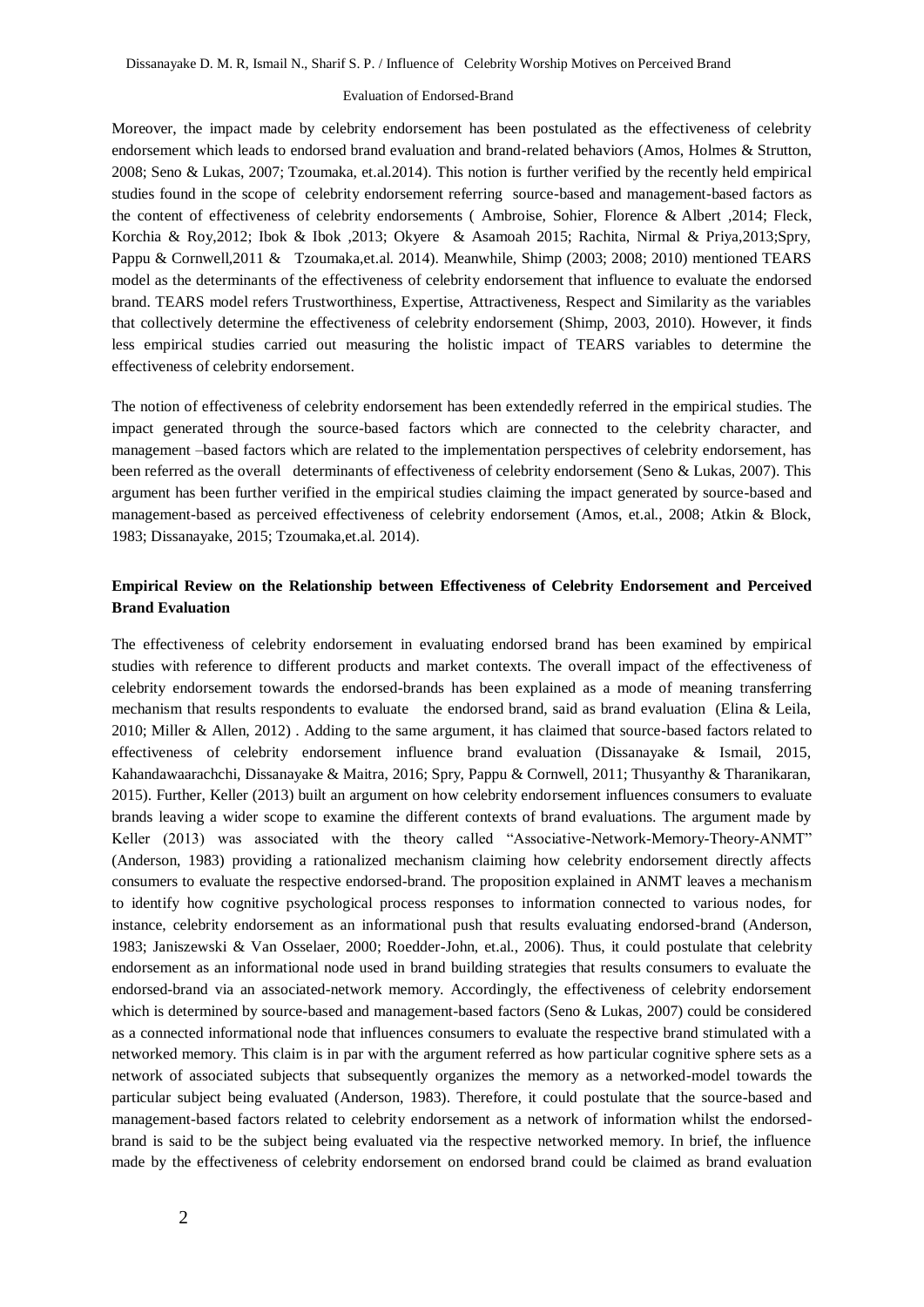Moreover, the impact made by celebrity endorsement has been postulated as the effectiveness of celebrity endorsement which leads to endorsed brand evaluation and brand-related behaviors (Amos, Holmes & Strutton, 2008; Seno & Lukas, 2007; Tzoumaka, et.al.2014). This notion is further verified by the recently held empirical studies found in the scope of celebrity endorsement referring source-based and management-based factors as the content of effectiveness of celebrity endorsements ( Ambroise, Sohier, Florence & Albert ,2014; Fleck, Korchia & Roy,2012; Ibok & Ibok ,2013; Okyere & Asamoah 2015; Rachita, Nirmal & Priya,2013;Spry, Pappu & Cornwell,2011 & Tzoumaka,et.al. 2014). Meanwhile, Shimp (2003; 2008; 2010) mentioned TEARS model as the determinants of the effectiveness of celebrity endorsement that influence to evaluate the endorsed brand. TEARS model refers Trustworthiness, Expertise, Attractiveness, Respect and Similarity as the variables that collectively determine the effectiveness of celebrity endorsement (Shimp, 2003, 2010). However, it finds less empirical studies carried out measuring the holistic impact of TEARS variables to determine the effectiveness of celebrity endorsement.

The notion of effectiveness of celebrity endorsement has been extendedly referred in the empirical studies. The impact generated through the source-based factors which are connected to the celebrity character, and management –based factors which are related to the implementation perspectives of celebrity endorsement, has been referred as the overall determinants of effectiveness of celebrity endorsement (Seno & Lukas, 2007). This argument has been further verified in the empirical studies claiming the impact generated by source-based and management-based as perceived effectiveness of celebrity endorsement (Amos, et.al., 2008; Atkin & Block, 1983; Dissanayake, 2015; Tzoumaka,et.al. 2014).

**Empirical Review on the Relationship between Effectiveness of Celebrity Endorsement and Perceived Brand Evaluation**

The effectiveness of celebrity endorsement in evaluating endorsed brand has been examined by empirical studies with reference to different products and market contexts. The overall impact of the effectiveness of celebrity endorsement towards the endorsed-brands has been explained as a mode of meaning transferring mechanism that results respondents to evaluate the endorsed brand, said as brand evaluation (Elina & Leila, 2010; Miller & Allen, 2012) . Adding to the same argument, it has claimed that source-based factors related to effectiveness of celebrity endorsement influence brand evaluation (Dissanayake & Ismail, 2015, Kahandawaarachchi, Dissanayake & Maitra, 2016; Spry, Pappu & Cornwell, 2011; Thusyanthy & Tharanikaran, 2015). Further, Keller (2013) built an argument on how celebrity endorsement influences consumers to evaluate brands leaving a wider scope to examine the different contexts of brand evaluations. The argument made by Keller (2013) was associated with the theory called "Associative-Network-Memory-Theory-ANMT" (Anderson, 1983) providing a rationalized mechanism claiming how celebrity endorsement directly affects consumers to evaluate the respective endorsed-brand. The proposition explained in ANMT leaves a mechanism to identify how cognitive psychological process responses to information connected to various nodes, for instance, celebrity endorsement as an informational push that results evaluating endorsed-brand (Anderson, 1983; Janiszewski & Van Osselaer, 2000; Roedder-John, et.al., 2006). Thus, it could postulate that celebrity endorsement as an informational node used in brand building strategies that results consumers to evaluate the endorsed-brand via an associated-network memory. Accordingly, the effectiveness of celebrity endorsement which is determined by source-based and management-based factors (Seno & Lukas, 2007) could be considered as a connected informational node that influences consumers to evaluate the respective brand stimulated with a networked memory. This claim is in par with the argument referred as how particular cognitive sphere sets as a network of associated subjects that subsequently organizes the memory as a networked-model towards the particular subject being evaluated (Anderson, 1983). Therefore, it could postulate that the source-based and management-based factors related to celebrity endorsement as a network of information whilst the endorsed-brand is said to be the subject being evaluated via the respective networked memory. In brief, the influence made by the effectiveness of celebrity endorsement on endorsed brand could be claimed as brand evaluation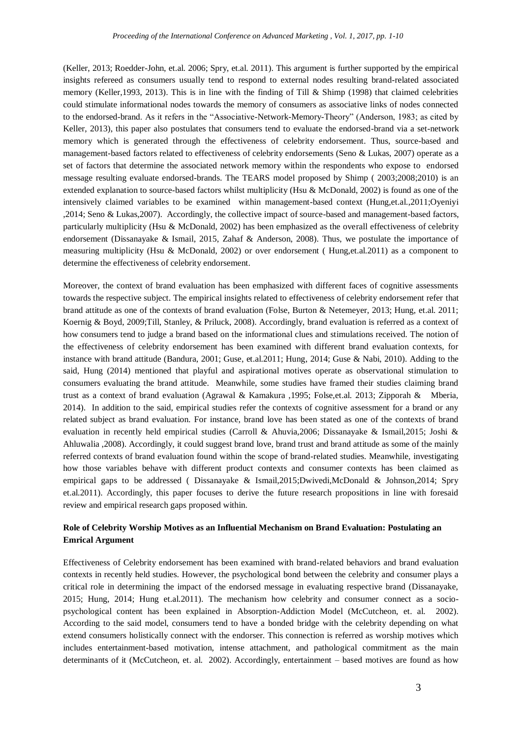(Keller, 2013; Roedder-John, et.al. 2006; Spry, et.al. 2011). This argument is further supported by the empirical insights refereed as consumers usually tend to respond to external nodes resulting brand-related associated memory (Keller,1993, 2013). This is in line with the finding of Till & Shimp (1998) that claimed celebrities could stimulate informational nodes towards the memory of consumers as associative links of nodes connected to the endorsed-brand. As it refers in the "Associative-Network-Memory-Theory" (Anderson, 1983; as cited by Keller, 2013), this paper also postulates that consumers tend to evaluate the endorsed-brand via a set-network memory which is generated through the effectiveness of celebrity endorsement. Thus, source-based and management-based factors related to effectiveness of celebrity endorsements (Seno & Lukas, 2007) operate as a set of factors that determine the associated network memory within the respondents who expose to endorsed message resulting evaluate endorsed-brands. The TEARS model proposed by Shimp ( 2003;2008;2010) is an extended explanation to source-based factors whilst multiplicity (Hsu & McDonald, 2002) is found as one of the intensively claimed variables to be examined within management-based context (Hung,et.al.,2011;Oyeniyi ,2014; Seno & Lukas,2007). Accordingly, the collective impact of source-based and management-based factors, particularly multiplicity (Hsu & McDonald, 2002) has been emphasized as the overall effectiveness of celebrity endorsement (Dissanayake & Ismail, 2015, Zahaf & Anderson, 2008). Thus, we postulate the importance of measuring multiplicity (Hsu & McDonald, 2002) or over endorsement ( Hung,et.al.2011) as a component to determine the effectiveness of celebrity endorsement.

Moreover, the context of brand evaluation has been emphasized with different faces of cognitive assessments towards the respective subject. The empirical insights related to effectiveness of celebrity endorsement refer that brand attitude as one of the contexts of brand evaluation (Folse, Burton & Netemeyer, 2013; Hung, et.al. 2011; Koernig & Boyd, 2009;Till, Stanley, & Priluck, 2008). Accordingly, brand evaluation is referred as a context of how consumers tend to judge a brand based on the informational clues and stimulations received. The notion of the effectiveness of celebrity endorsement has been examined with different brand evaluation contexts, for instance with brand attitude (Bandura, 2001; Guse, et.al.2011; Hung, 2014; Guse & Nabi, 2010). Adding to the said, Hung (2014) mentioned that playful and aspirational motives operate as observational stimulation to consumers evaluating the brand attitude. Meanwhile, some studies have framed their studies claiming brand trust as a context of brand evaluation (Agrawal & Kamakura ,1995; Folse,et.al. 2013; Zipporah & Mberia, 2014). In addition to the said, empirical studies refer the contexts of cognitive assessment for a brand or any related subject as brand evaluation. For instance, brand love has been stated as one of the contexts of brand evaluation in recently held empirical studies (Carroll & Ahuvia,2006; Dissanayake & Ismail,2015; Joshi & Ahluwalia ,2008). Accordingly, it could suggest brand love, brand trust and brand attitude as some of the mainly referred contexts of brand evaluation found within the scope of brand-related studies. Meanwhile, investigating how those variables behave with different product contexts and consumer contexts has been claimed as empirical gaps to be addressed ( Dissanayake & Ismail,2015;Dwivedi,McDonald & Johnson,2014; Spry et.al.2011). Accordingly, this paper focuses to derive the future research propositions in line with foresaid review and empirical research gaps proposed within.

**Role of Celebrity Worship Motives as an Influential Mechanism on Brand Evaluation: Postulating an Emrical Argument**

Effectiveness of Celebrity endorsement has been examined with brand-related behaviors and brand evaluation contexts in recently held studies. However, the psychological bond between the celebrity and consumer plays a critical role in determining the impact of the endorsed message in evaluating respective brand (Dissanayake, 2015; Hung, 2014; Hung et.al.2011). The mechanism how celebrity and consumer connect as a socio-psychological content has been explained in Absorption-Addiction Model (McCutcheon, et. al. 2002). According to the said model, consumers tend to have a bonded bridge with the celebrity depending on what extend consumers holistically connect with the endorser. This connection is referred as worship motives which includes entertainment-based motivation, intense attachment, and pathological commitment as the main determinants of it (McCutcheon, et. al. 2002). Accordingly, entertainment – based motives are found as how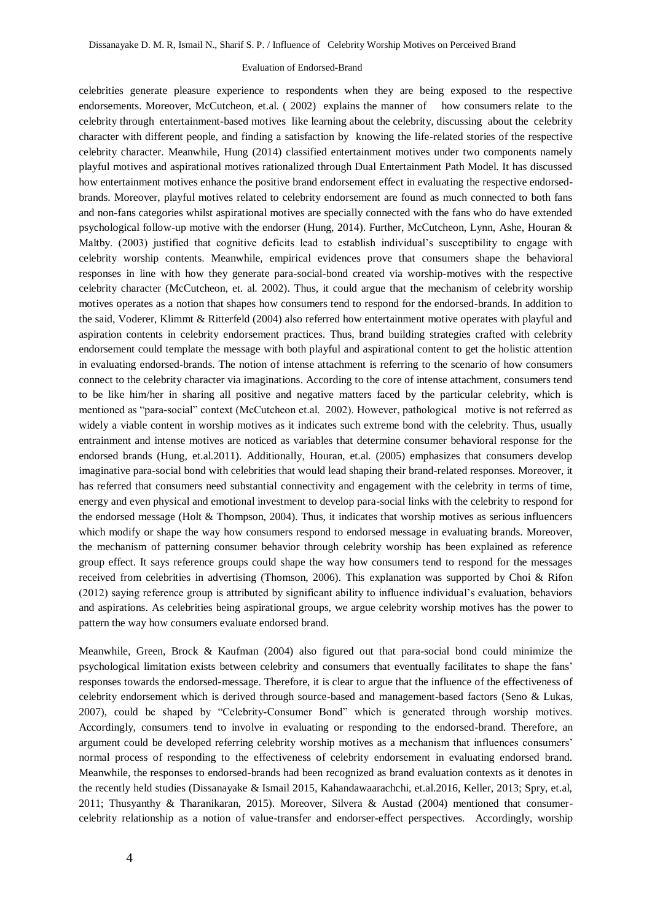celebrities generate pleasure experience to respondents when they are being exposed to the respective endorsements. Moreover, McCutcheon, et.al. ( 2002) explains the manner of how consumers relate to the celebrity through entertainment-based motives like learning about the celebrity, discussing about the celebrity character with different people, and finding a satisfaction by knowing the life-related stories of the respective celebrity character. Meanwhile, Hung (2014) classified entertainment motives under two components namely playful motives and aspirational motives rationalized through Dual Entertainment Path Model. It has discussed how entertainment motives enhance the positive brand endorsement effect in evaluating the respective endorsed-brands. Moreover, playful motives related to celebrity endorsement are found as much connected to both fans and non-fans categories whilst aspirational motives are specially connected with the fans who do have extended psychological follow-up motive with the endorser (Hung, 2014). Further, McCutcheon, Lynn, Ashe, Houran & Maltby. (2003) justified that cognitive deficits lead to establish individual's susceptibility to engage with celebrity worship contents. Meanwhile, empirical evidences prove that consumers shape the behavioral responses in line with how they generate para-social-bond created via worship-motives with the respective celebrity character (McCutcheon, et. al. 2002). Thus, it could argue that the mechanism of celebrity worship motives operates as a notion that shapes how consumers tend to respond for the endorsed-brands. In addition to the said, Voderer, Klimmt & Ritterfeld (2004) also referred how entertainment motive operates with playful and aspiration contents in celebrity endorsement practices. Thus, brand building strategies crafted with celebrity endorsement could template the message with both playful and aspirational content to get the holistic attention in evaluating endorsed-brands. The notion of intense attachment is referring to the scenario of how consumers connect to the celebrity character via imaginations. According to the core of intense attachment, consumers tend to be like him/her in sharing all positive and negative matters faced by the particular celebrity, which is mentioned as "para-social" context (McCutcheon et.al. 2002). However, pathological motive is not referred as widely a viable content in worship motives as it indicates such extreme bond with the celebrity. Thus, usually entrainment and intense motives are noticed as variables that determine consumer behavioral response for the endorsed brands (Hung, et.al.2011). Additionally, Houran, et.al. (2005) emphasizes that consumers develop imaginative para-social bond with celebrities that would lead shaping their brand-related responses. Moreover, it has referred that consumers need substantial connectivity and engagement with the celebrity in terms of time, energy and even physical and emotional investment to develop para-social links with the celebrity to respond for the endorsed message (Holt & Thompson, 2004). Thus, it indicates that worship motives as serious influencers which modify or shape the way how consumers respond to endorsed message in evaluating brands. Moreover, the mechanism of patterning consumer behavior through celebrity worship has been explained as reference group effect. It says reference groups could shape the way how consumers tend to respond for the messages received from celebrities in advertising (Thomson, 2006). This explanation was supported by Choi & Rifon (2012) saying reference group is attributed by significant ability to influence individual's evaluation, behaviors and aspirations. As celebrities being aspirational groups, we argue celebrity worship motives has the power to pattern the way how consumers evaluate endorsed brand.

Meanwhile, Green, Brock & Kaufman (2004) also figured out that para-social bond could minimize the psychological limitation exists between celebrity and consumers that eventually facilitates to shape the fans' responses towards the endorsed-message. Therefore, it is clear to argue that the influence of the effectiveness of celebrity endorsement which is derived through source-based and management-based factors (Seno & Lukas, 2007), could be shaped by "Celebrity-Consumer Bond" which is generated through worship motives. Accordingly, consumers tend to involve in evaluating or responding to the endorsed-brand. Therefore, an argument could be developed referring celebrity worship motives as a mechanism that influences consumers' normal process of responding to the effectiveness of celebrity endorsement in evaluating endorsed brand. Meanwhile, the responses to endorsed-brands had been recognized as brand evaluation contexts as it denotes in the recently held studies (Dissanayake & Ismail 2015, Kahandawaarachchi, et.al.2016, Keller, 2013; Spry, et.al, 2011; Thusyanthy & Tharanikaran, 2015). Moreover, Silvera & Austad (2004) mentioned that consumer-celebrity relationship as a notion of value-transfer and endorser-effect perspectives. Accordingly, worship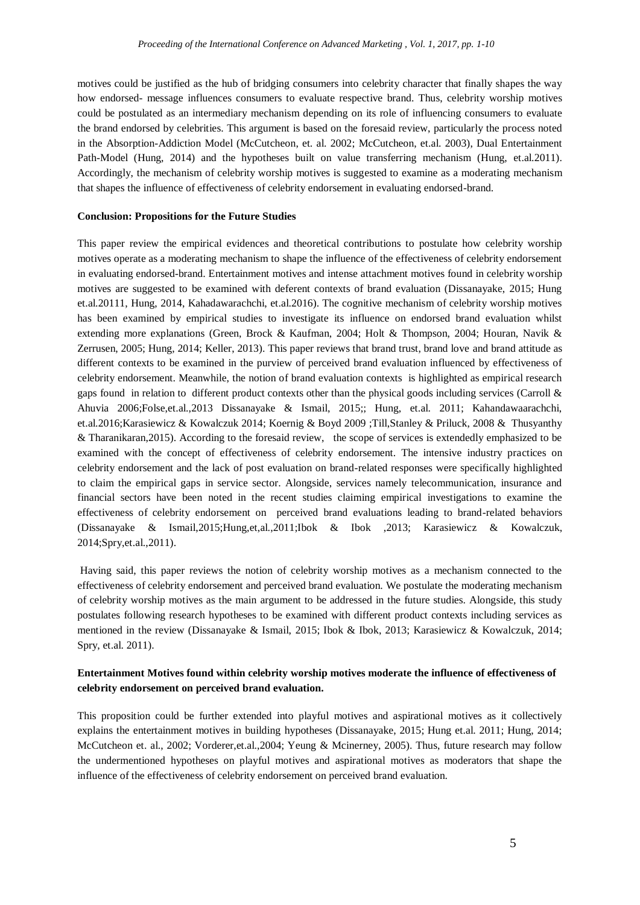motives could be justified as the hub of bridging consumers into celebrity character that finally shapes the way how endorsed- message influences consumers to evaluate respective brand. Thus, celebrity worship motives could be postulated as an intermediary mechanism depending on its role of influencing consumers to evaluate the brand endorsed by celebrities. This argument is based on the foresaid review, particularly the process noted in the Absorption-Addiction Model (McCutcheon, et. al. 2002; McCutcheon, et.al. 2003), Dual Entertainment Path-Model (Hung, 2014) and the hypotheses built on value transferring mechanism (Hung, et.al.2011). Accordingly, the mechanism of celebrity worship motives is suggested to examine as a moderating mechanism that shapes the influence of effectiveness of celebrity endorsement in evaluating endorsed-brand.

**Conclusion: Propositions for the Future Studies**

This paper review the empirical evidences and theoretical contributions to postulate how celebrity worship motives operate as a moderating mechanism to shape the influence of the effectiveness of celebrity endorsement in evaluating endorsed-brand. Entertainment motives and intense attachment motives found in celebrity worship motives are suggested to be examined with deferent contexts of brand evaluation (Dissanayake, 2015; Hung et.al.20111, Hung, 2014, Kahadawarachchi, et.al.2016). The cognitive mechanism of celebrity worship motives has been examined by empirical studies to investigate its influence on endorsed brand evaluation whilst extending more explanations (Green, Brock & Kaufman, 2004; Holt & Thompson, 2004; Houran, Navik & Zerrusen, 2005; Hung, 2014; Keller, 2013). This paper reviews that brand trust, brand love and brand attitude as different contexts to be examined in the purview of perceived brand evaluation influenced by effectiveness of celebrity endorsement. Meanwhile, the notion of brand evaluation contexts is highlighted as empirical research gaps found in relation to different product contexts other than the physical goods including services (Carroll & Ahuvia 2006;Folse,et.al.,2013 Dissanayake & Ismail, 2015;; Hung, et.al. 2011; Kahandawaarachchi, et.al.2016;Karasiewicz & Kowalczuk 2014; Koernig & Boyd 2009 ;Till,Stanley & Priluck, 2008 & Thusyanthy & Tharanikaran,2015). According to the foresaid review, the scope of services is extendedly emphasized to be examined with the concept of effectiveness of celebrity endorsement. The intensive industry practices on celebrity endorsement and the lack of post evaluation on brand-related responses were specifically highlighted to claim the empirical gaps in service sector. Alongside, services namely telecommunication, insurance and financial sectors have been noted in the recent studies claiming empirical investigations to examine the effectiveness of celebrity endorsement on perceived brand evaluations leading to brand-related behaviors (Dissanayake & Ismail,2015;Hung,et,al.,2011;Ibok & Ibok ,2013; Karasiewicz & Kowalczuk, 2014;Spry,et.al.,2011).

Having said, this paper reviews the notion of celebrity worship motives as a mechanism connected to the effectiveness of celebrity endorsement and perceived brand evaluation. We postulate the moderating mechanism of celebrity worship motives as the main argument to be addressed in the future studies. Alongside, this study postulates following research hypotheses to be examined with different product contexts including services as mentioned in the review (Dissanayake & Ismail, 2015; Ibok & Ibok, 2013; Karasiewicz & Kowalczuk, 2014; Spry, et.al. 2011).

**Entertainment Motives found within celebrity worship motives moderate the influence of effectiveness of celebrity endorsement on perceived brand evaluation.**

This proposition could be further extended into playful motives and aspirational motives as it collectively explains the entertainment motives in building hypotheses (Dissanayake, 2015; Hung et.al. 2011; Hung, 2014; McCutcheon et. al., 2002; Vorderer,et.al.,2004; Yeung & Mcinerney, 2005). Thus, future research may follow the undermentioned hypotheses on playful motives and aspirational motives as moderators that shape the influence of the effectiveness of celebrity endorsement on perceived brand evaluation.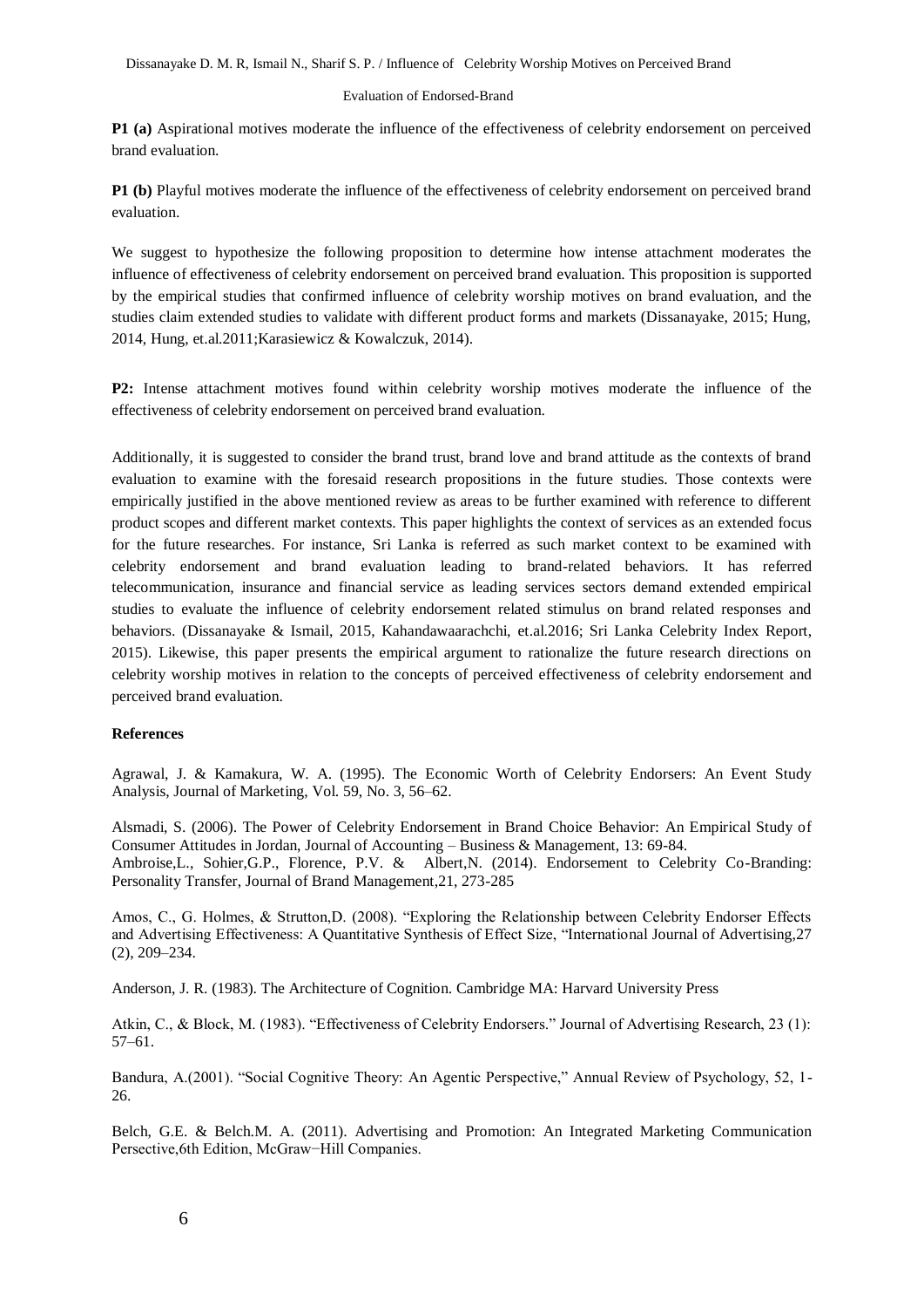**P1 (a)** Aspirational motives moderate the influence of the effectiveness of celebrity endorsement on perceived brand evaluation.

**P1 (b)** Playful motives moderate the influence of the effectiveness of celebrity endorsement on perceived brand evaluation.

We suggest to hypothesize the following proposition to determine how intense attachment moderates the influence of effectiveness of celebrity endorsement on perceived brand evaluation. This proposition is supported by the empirical studies that confirmed influence of celebrity worship motives on brand evaluation, and the studies claim extended studies to validate with different product forms and markets (Dissanayake, 2015; Hung, 2014, Hung, et.al.2011;Karasiewicz & Kowalczuk, 2014).

**P2:** Intense attachment motives found within celebrity worship motives moderate the influence of the effectiveness of celebrity endorsement on perceived brand evaluation.

Additionally, it is suggested to consider the brand trust, brand love and brand attitude as the contexts of brand evaluation to examine with the foresaid research propositions in the future studies. Those contexts were empirically justified in the above mentioned review as areas to be further examined with reference to different product scopes and different market contexts. This paper highlights the context of services as an extended focus for the future researches. For instance, Sri Lanka is referred as such market context to be examined with celebrity endorsement and brand evaluation leading to brand-related behaviors. It has referred telecommunication, insurance and financial service as leading services sectors demand extended empirical studies to evaluate the influence of celebrity endorsement related stimulus on brand related responses and behaviors. (Dissanayake & Ismail, 2015, Kahandawaarachchi, et.al.2016; Sri Lanka Celebrity Index Report, 2015). Likewise, this paper presents the empirical argument to rationalize the future research directions on celebrity worship motives in relation to the concepts of perceived effectiveness of celebrity endorsement and perceived brand evaluation.

**References**

Agrawal, J. & Kamakura, W. A. (1995). The Economic Worth of Celebrity Endorsers: An Event Study Analysis, Journal of Marketing, Vol. 59, No. 3, 56–62.

Alsmadi, S. (2006). The Power of Celebrity Endorsement in Brand Choice Behavior: An Empirical Study of Consumer Attitudes in Jordan, Journal of Accounting – Business & Management, 13: 69-84.

Ambroise,L., Sohier,G.P., Florence, P.V. & Albert,N. (2014). Endorsement to Celebrity Co-Branding: Personality Transfer, Journal of Brand Management,21, 273-285

Amos, C., G. Holmes, & Strutton,D. (2008). "Exploring the Relationship between Celebrity Endorser Effects and Advertising Effectiveness: A Quantitative Synthesis of Effect Size, "International Journal of Advertising,27 (2), 209–234.

Anderson, J. R. (1983). The Architecture of Cognition. Cambridge MA: Harvard University Press

Atkin, C., & Block, M. (1983). "Effectiveness of Celebrity Endorsers." Journal of Advertising Research, 23 (1): 57–61.

Bandura, A.(2001). "Social Cognitive Theory: An Agentic Perspective," Annual Review of Psychology, 52, 1-26.

Belch, G.E. & Belch.M. A. (2011). Advertising and Promotion: An Integrated Marketing Communication Persective,6th Edition, McGraw−Hill Companies.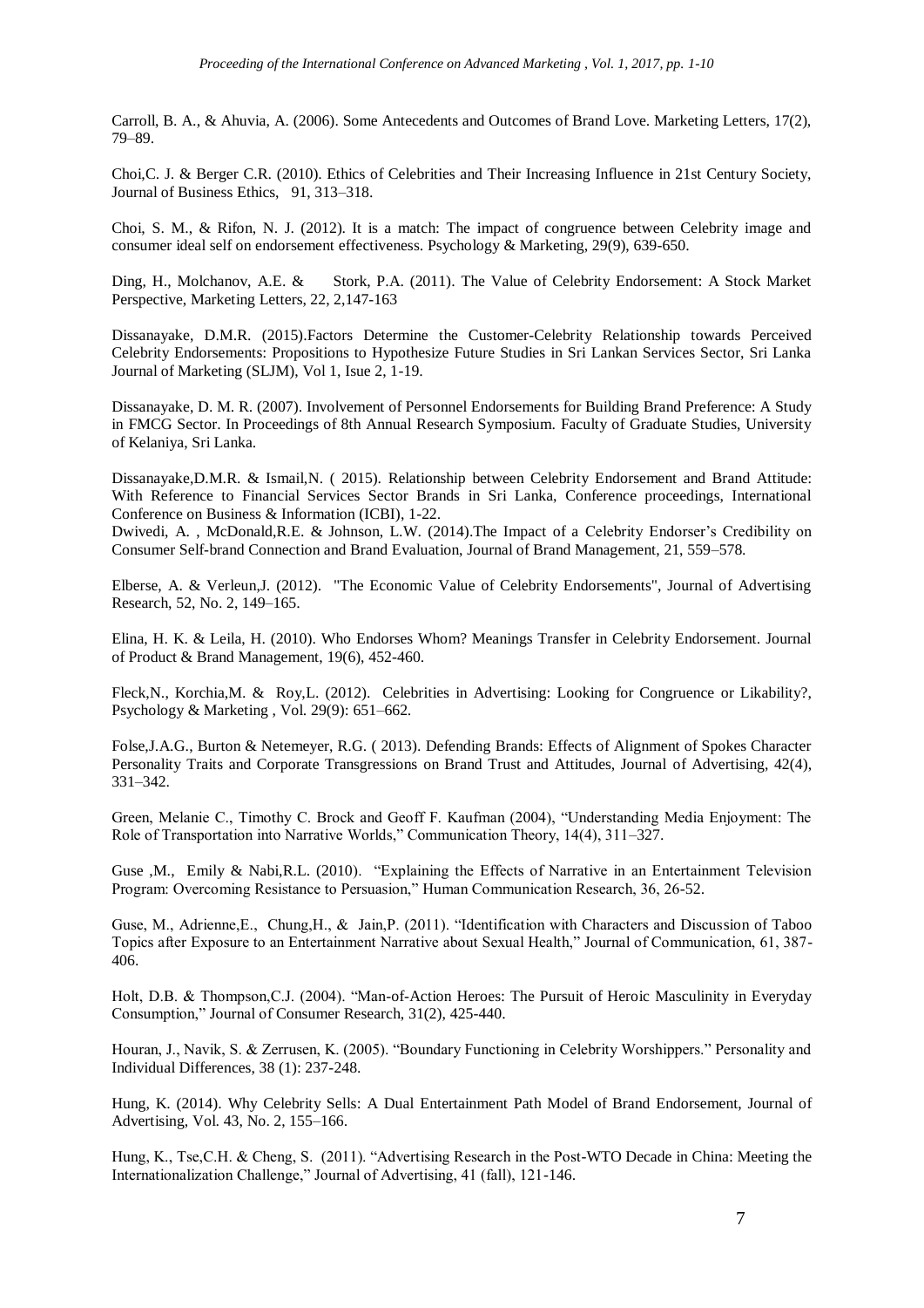Carroll, B. A., & Ahuvia, A. (2006). Some Antecedents and Outcomes of Brand Love. Marketing Letters, 17(2), 79–89.

Choi,C. J. & Berger C.R. (2010). Ethics of Celebrities and Their Increasing Influence in 21st Century Society, Journal of Business Ethics, 91, 313–318.

Choi, S. M., & Rifon, N. J. (2012). It is a match: The impact of congruence between Celebrity image and consumer ideal self on endorsement effectiveness. Psychology & Marketing, 29(9), 639-650.

Ding, H., Molchanov, A.E. & Stork, P.A. (2011). The Value of Celebrity Endorsement: A Stock Market Perspective, Marketing Letters, 22, 2,147-163

Dissanayake, D.M.R. (2015).Factors Determine the Customer-Celebrity Relationship towards Perceived Celebrity Endorsements: Propositions to Hypothesize Future Studies in Sri Lankan Services Sector, Sri Lanka Journal of Marketing (SLJM), Vol 1, Isue 2, 1-19.

Dissanayake, D. M. R. (2007). Involvement of Personnel Endorsements for Building Brand Preference: A Study in FMCG Sector. In Proceedings of 8th Annual Research Symposium. Faculty of Graduate Studies, University of Kelaniya, Sri Lanka.

Dissanayake,D.M.R. & Ismail,N. ( 2015). Relationship between Celebrity Endorsement and Brand Attitude: With Reference to Financial Services Sector Brands in Sri Lanka, Conference proceedings, International Conference on Business & Information (ICBI), 1-22.

Dwivedi, A. , McDonald,R.E. & Johnson, L.W. (2014).The Impact of a Celebrity Endorser's Credibility on Consumer Self-brand Connection and Brand Evaluation, Journal of Brand Management, 21, 559–578.

Elberse, A. & Verleun,J. (2012). "The Economic Value of Celebrity Endorsements", Journal of Advertising Research, 52, No. 2, 149–165.

Elina, H. K. & Leila, H. (2010). Who Endorses Whom? Meanings Transfer in Celebrity Endorsement. Journal of Product & Brand Management, 19(6), 452-460.

Fleck,N., Korchia,M. & Roy,L. (2012). Celebrities in Advertising: Looking for Congruence or Likability?, Psychology & Marketing , Vol. 29(9): 651–662.

Folse,J.A.G., Burton & Netemeyer, R.G. ( 2013). Defending Brands: Effects of Alignment of Spokes Character Personality Traits and Corporate Transgressions on Brand Trust and Attitudes, Journal of Advertising, 42(4), 331–342.

Green, Melanie C., Timothy C. Brock and Geoff F. Kaufman (2004), "Understanding Media Enjoyment: The Role of Transportation into Narrative Worlds," Communication Theory, 14(4), 311–327.

Guse ,M., Emily & Nabi,R.L. (2010). "Explaining the Effects of Narrative in an Entertainment Television Program: Overcoming Resistance to Persuasion," Human Communication Research, 36, 26-52.

Guse, M., Adrienne,E., Chung,H., & Jain,P. (2011). "Identification with Characters and Discussion of Taboo Topics after Exposure to an Entertainment Narrative about Sexual Health," Journal of Communication, 61, 387-406.

Holt, D.B. & Thompson,C.J. (2004). "Man-of-Action Heroes: The Pursuit of Heroic Masculinity in Everyday Consumption," Journal of Consumer Research, 31(2), 425-440.

Houran, J., Navik, S. & Zerrusen, K. (2005). "Boundary Functioning in Celebrity Worshippers." Personality and Individual Differences, 38 (1): 237-248.

Hung, K. (2014). Why Celebrity Sells: A Dual Entertainment Path Model of Brand Endorsement, Journal of Advertising, Vol. 43, No. 2, 155–166.

Hung, K., Tse,C.H. & Cheng, S. (2011). "Advertising Research in the Post-WTO Decade in China: Meeting the Internationalization Challenge," Journal of Advertising, 41 (fall), 121-146.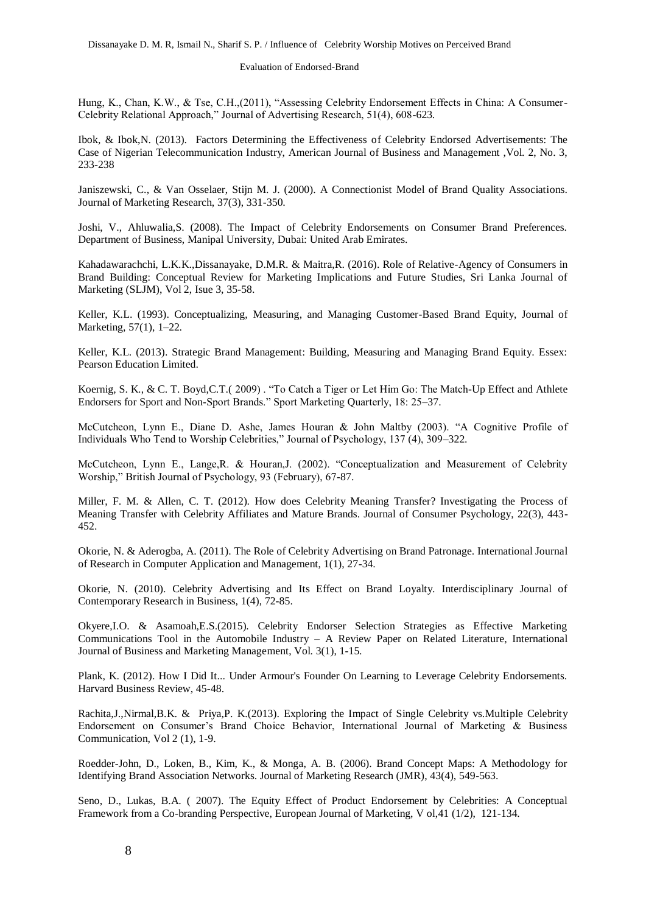Hung, K., Chan, K.W., & Tse, C.H.,(2011), "Assessing Celebrity Endorsement Effects in China: A Consumer-Celebrity Relational Approach," Journal of Advertising Research, 51(4), 608-623.

Ibok, & Ibok,N. (2013). Factors Determining the Effectiveness of Celebrity Endorsed Advertisements: The Case of Nigerian Telecommunication Industry, American Journal of Business and Management ,Vol. 2, No. 3, 233-238

Janiszewski, C., & Van Osselaer, Stijn M. J. (2000). A Connectionist Model of Brand Quality Associations. Journal of Marketing Research, 37(3), 331-350.

Joshi, V., Ahluwalia,S. (2008). The Impact of Celebrity Endorsements on Consumer Brand Preferences. Department of Business, Manipal University, Dubai: United Arab Emirates.

Kahadawarachchi, L.K.K.,Dissanayake, D.M.R. & Maitra,R. (2016). Role of Relative-Agency of Consumers in Brand Building: Conceptual Review for Marketing Implications and Future Studies, Sri Lanka Journal of Marketing (SLJM), Vol 2, Isue 3, 35-58.

Keller, K.L. (1993). Conceptualizing, Measuring, and Managing Customer-Based Brand Equity, Journal of Marketing, 57(1), 1–22.

Keller, K.L. (2013). Strategic Brand Management: Building, Measuring and Managing Brand Equity. Essex: Pearson Education Limited.

Koernig, S. K., & C. T. Boyd,C.T.( 2009) . "To Catch a Tiger or Let Him Go: The Match-Up Effect and Athlete Endorsers for Sport and Non-Sport Brands." Sport Marketing Quarterly, 18: 25–37.

McCutcheon, Lynn E., Diane D. Ashe, James Houran & John Maltby (2003). "A Cognitive Profile of Individuals Who Tend to Worship Celebrities," Journal of Psychology, 137 (4), 309–322.

McCutcheon, Lynn E., Lange,R. & Houran,J. (2002). "Conceptualization and Measurement of Celebrity Worship," British Journal of Psychology, 93 (February), 67-87.

Miller, F. M. & Allen, C. T. (2012). How does Celebrity Meaning Transfer? Investigating the Process of Meaning Transfer with Celebrity Affiliates and Mature Brands. Journal of Consumer Psychology, 22(3), 443-452.

Okorie, N. & Aderogba, A. (2011). The Role of Celebrity Advertising on Brand Patronage. International Journal of Research in Computer Application and Management, 1(1), 27-34.

Okorie, N. (2010). Celebrity Advertising and Its Effect on Brand Loyalty. Interdisciplinary Journal of Contemporary Research in Business, 1(4), 72-85.

Okyere,I.O. & Asamoah,E.S.(2015). Celebrity Endorser Selection Strategies as Effective Marketing Communications Tool in the Automobile Industry – A Review Paper on Related Literature, International Journal of Business and Marketing Management, Vol. 3(1), 1-15.

Plank, K. (2012). How I Did It... Under Armour's Founder On Learning to Leverage Celebrity Endorsements. Harvard Business Review, 45-48.

Rachita,J.,Nirmal,B.K. & Priya,P. K.(2013). Exploring the Impact of Single Celebrity vs.Multiple Celebrity Endorsement on Consumer's Brand Choice Behavior, International Journal of Marketing & Business Communication, Vol 2 (1), 1-9.

Roedder-John, D., Loken, B., Kim, K., & Monga, A. B. (2006). Brand Concept Maps: A Methodology for Identifying Brand Association Networks. Journal of Marketing Research (JMR), 43(4), 549-563.

Seno, D., Lukas, B.A. ( 2007). The Equity Effect of Product Endorsement by Celebrities: A Conceptual Framework from a Co-branding Perspective, European Journal of Marketing, V ol,41 (1/2), 121-134.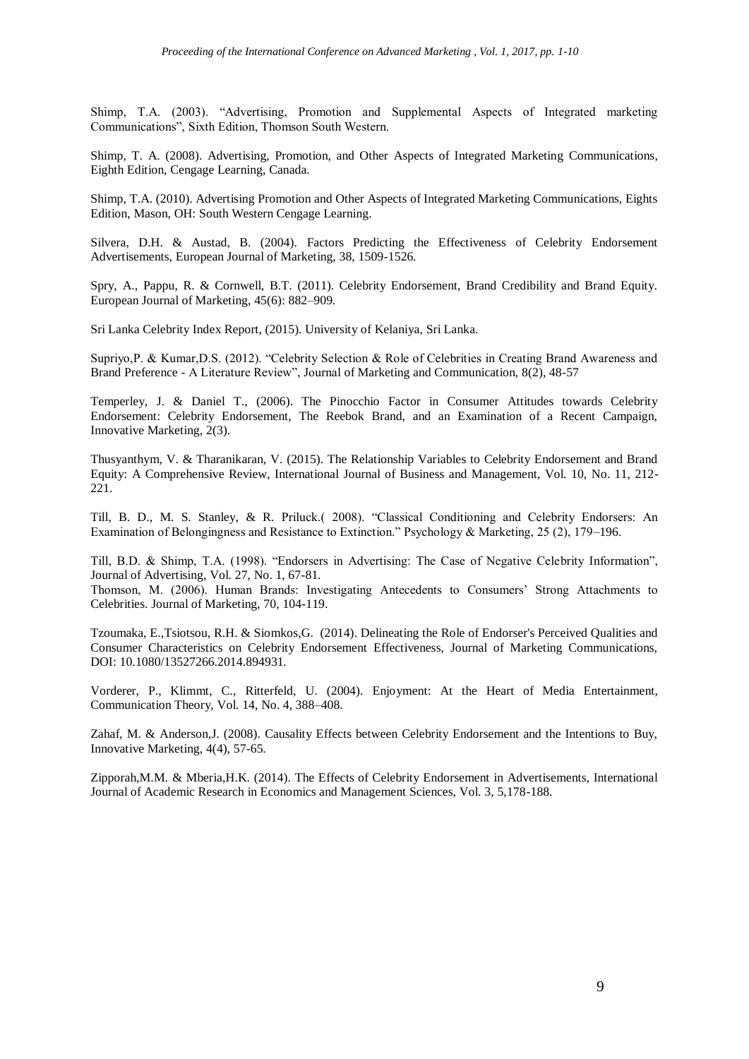Shimp, T.A. (2003). “Advertising, Promotion and Supplemental Aspects of Integrated marketing Communications”, Sixth Edition, Thomson South Western.

Shimp, T. A. (2008). Advertising, Promotion, and Other Aspects of Integrated Marketing Communications, Eighth Edition, Cengage Learning, Canada.

Shimp, T.A. (2010). Advertising Promotion and Other Aspects of Integrated Marketing Communications, Eights Edition, Mason, OH: South Western Cengage Learning.

Silvera, D.H. & Austad, B. (2004). Factors Predicting the Effectiveness of Celebrity Endorsement Advertisements, European Journal of Marketing, 38, 1509-1526.

Spry, A., Pappu, R. & Cornwell, B.T. (2011). Celebrity Endorsement, Brand Credibility and Brand Equity. European Journal of Marketing, 45(6): 882–909.

Sri Lanka Celebrity Index Report, (2015). University of Kelaniya, Sri Lanka.

Supriyo,P. & Kumar,D.S. (2012). “Celebrity Selection & Role of Celebrities in Creating Brand Awareness and Brand Preference - A Literature Review”, Journal of Marketing and Communication, 8(2), 48-57

Temperley, J. & Daniel T., (2006). The Pinocchio Factor in Consumer Attitudes towards Celebrity Endorsement: Celebrity Endorsement, The Reebok Brand, and an Examination of a Recent Campaign, Innovative Marketing, 2(3).

Thusyanthym, V. & Tharanikaran, V. (2015). The Relationship Variables to Celebrity Endorsement and Brand Equity: A Comprehensive Review, International Journal of Business and Management, Vol. 10, No. 11, 212-221.

Till, B. D., M. S. Stanley, & R. Priluck.( 2008). “Classical Conditioning and Celebrity Endorsers: An Examination of Belongingness and Resistance to Extinction.” Psychology & Marketing, 25 (2), 179–196.

Till, B.D. & Shimp, T.A. (1998). “Endorsers in Advertising: The Case of Negative Celebrity Information”, Journal of Advertising, Vol. 27, No. 1, 67-81.

Thomson, M. (2006). Human Brands: Investigating Antecedents to Consumers’ Strong Attachments to Celebrities. Journal of Marketing, 70, 104-119.

Tzoumaka, E.,Tsiotsou, R.H. & Siomkos,G. (2014). Delineating the Role of Endorser's Perceived Qualities and Consumer Characteristics on Celebrity Endorsement Effectiveness, Journal of Marketing Communications, DOI: 10.1080/13527266.2014.894931.

Vorderer, P., Klimmt, C., Ritterfeld, U. (2004). Enjoyment: At the Heart of Media Entertainment, Communication Theory, Vol. 14, No. 4, 388–408.

Zahaf, M. & Anderson,J. (2008). Causality Effects between Celebrity Endorsement and the Intentions to Buy, Innovative Marketing, 4(4), 57-65.

Zipporah,M.M. & Mberia,H.K. (2014). The Effects of Celebrity Endorsement in Advertisements, International Journal of Academic Research in Economics and Management Sciences, Vol. 3, 5,178-188.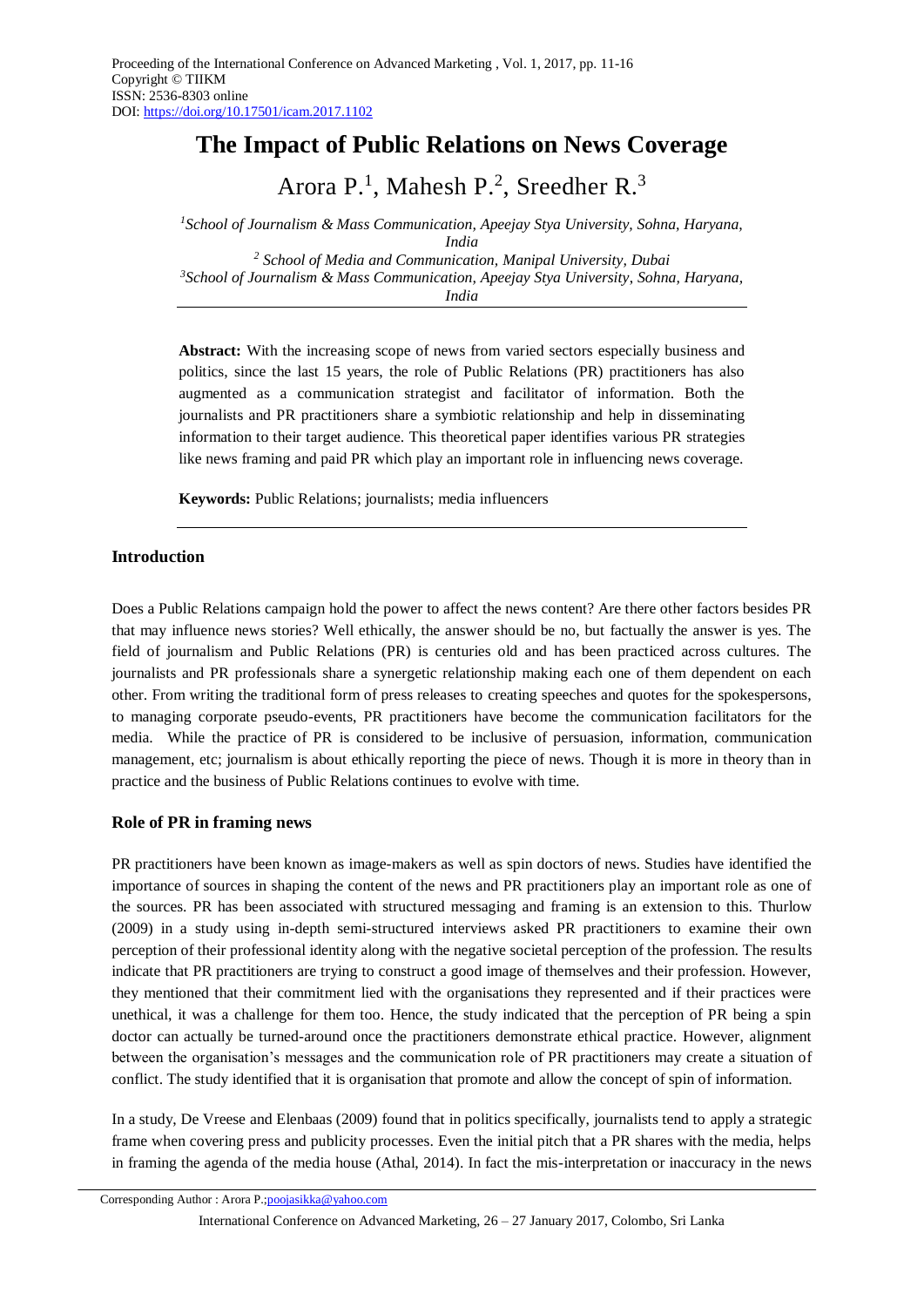# The Impact of Public Relations on News Coverage

Arora P.[1], Mahesh P.[2], Sreedher R.[3]

[1]*School of Journalism & Mass Communication, Apeejay Stya University, Sohna, Haryana, India*

[2] *School of Media and Communication, Manipal University, Dubai*

[3]*School of Journalism & Mass Communication, Apeejay Stya University, Sohna, Haryana, India*

**Abstract:** With the increasing scope of news from varied sectors especially business and politics, since the last 15 years, the role of Public Relations (PR) practitioners has also augmented as a communication strategist and facilitator of information. Both the journalists and PR practitioners share a symbiotic relationship and help in disseminating information to their target audience. This theoretical paper identifies various PR strategies like news framing and paid PR which play an important role in influencing news coverage.

**Keywords:** Public Relations; journalists; media influencers

## Introduction

Does a Public Relations campaign hold the power to affect the news content? Are there other factors besides PR that may influence news stories? Well ethically, the answer should be no, but factually the answer is yes. The field of journalism and Public Relations (PR) is centuries old and has been practiced across cultures. The journalists and PR professionals share a synergetic relationship making each one of them dependent on each other. From writing the traditional form of press releases to creating speeches and quotes for the spokespersons, to managing corporate pseudo-events, PR practitioners have become the communication facilitators for the media. While the practice of PR is considered to be inclusive of persuasion, information, communication management, etc; journalism is about ethically reporting the piece of news. Though it is more in theory than in practice and the business of Public Relations continues to evolve with time.

## Role of PR in framing news

PR practitioners have been known as image-makers as well as spin doctors of news. Studies have identified the importance of sources in shaping the content of the news and PR practitioners play an important role as one of the sources. PR has been associated with structured messaging and framing is an extension to this. Thurlow (2009) in a study using in-depth semi-structured interviews asked PR practitioners to examine their own perception of their professional identity along with the negative societal perception of the profession. The results indicate that PR practitioners are trying to construct a good image of themselves and their profession. However, they mentioned that their commitment lied with the organisations they represented and if their practices were unethical, it was a challenge for them too. Hence, the study indicated that the perception of PR being a spin doctor can actually be turned-around once the practitioners demonstrate ethical practice. However, alignment between the organisation's messages and the communication role of PR practitioners may create a situation of conflict. The study identified that it is organisation that promote and allow the concept of spin of information.

In a study, De Vreese and Elenbaas (2009) found that in politics specifically, journalists tend to apply a strategic frame when covering press and publicity processes. Even the initial pitch that a PR shares with the media, helps in framing the agenda of the media house (Athal, 2014). In fact the mis-interpretation or inaccuracy in the news

Corresponding Author : Arora P.:poojasikka@yahoo.com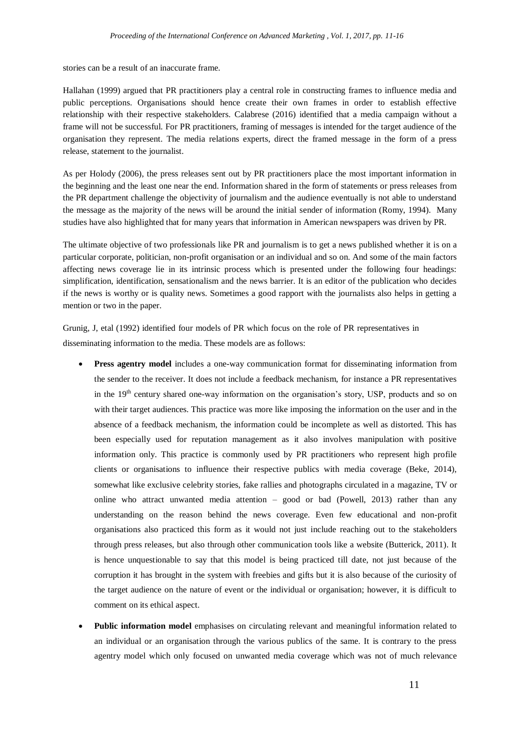stories can be a result of an inaccurate frame.

Hallahan (1999) argued that PR practitioners play a central role in constructing frames to influence media and public perceptions. Organisations should hence create their own frames in order to establish effective relationship with their respective stakeholders. Calabrese (2016) identified that a media campaign without a frame will not be successful. For PR practitioners, framing of messages is intended for the target audience of the organisation they represent. The media relations experts, direct the framed message in the form of a press release, statement to the journalist.

As per Holody (2006), the press releases sent out by PR practitioners place the most important information in the beginning and the least one near the end. Information shared in the form of statements or press releases from the PR department challenge the objectivity of journalism and the audience eventually is not able to understand the message as the majority of the news will be around the initial sender of information (Romy, 1994). Many studies have also highlighted that for many years that information in American newspapers was driven by PR.

The ultimate objective of two professionals like PR and journalism is to get a news published whether it is on a particular corporate, politician, non-profit organisation or an individual and so on. And some of the main factors affecting news coverage lie in its intrinsic process which is presented under the following four headings: simplification, identification, sensationalism and the news barrier. It is an editor of the publication who decides if the news is worthy or is quality news. Sometimes a good rapport with the journalists also helps in getting a mention or two in the paper.

Grunig, J, etal (1992) identified four models of PR which focus on the role of PR representatives in disseminating information to the media. These models are as follows:

- **Press agentry model** includes a one-way communication format for disseminating information from the sender to the receiver. It does not include a feedback mechanism, for instance a PR representatives in the 19th century shared one-way information on the organisation's story, USP, products and so on with their target audiences. This practice was more like imposing the information on the user and in the absence of a feedback mechanism, the information could be incomplete as well as distorted. This has been especially used for reputation management as it also involves manipulation with positive information only. This practice is commonly used by PR practitioners who represent high profile clients or organisations to influence their respective publics with media coverage (Beke, 2014), somewhat like exclusive celebrity stories, fake rallies and photographs circulated in a magazine, TV or online who attract unwanted media attention – good or bad (Powell, 2013) rather than any understanding on the reason behind the news coverage. Even few educational and non-profit organisations also practiced this form as it would not just include reaching out to the stakeholders through press releases, but also through other communication tools like a website (Butterick, 2011). It is hence unquestionable to say that this model is being practiced till date, not just because of the corruption it has brought in the system with freebies and gifts but it is also because of the curiosity of the target audience on the nature of event or the individual or organisation; however, it is difficult to comment on its ethical aspect.
- **Public information model** emphasises on circulating relevant and meaningful information related to an individual or an organisation through the various publics of the same. It is contrary to the press agentry model which only focused on unwanted media coverage which was not of much relevance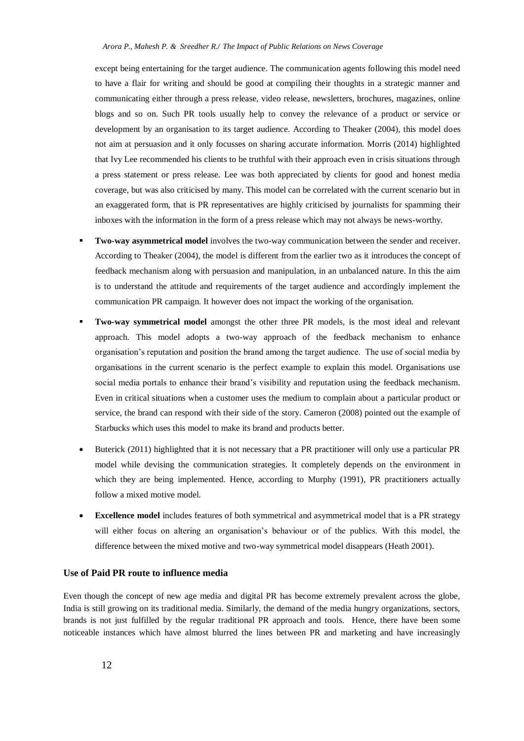except being entertaining for the target audience. The communication agents following this model need to have a flair for writing and should be good at compiling their thoughts in a strategic manner and communicating either through a press release, video release, newsletters, brochures, magazines, online blogs and so on. Such PR tools usually help to convey the relevance of a product or service or development by an organisation to its target audience. According to Theaker (2004), this model does not aim at persuasion and it only focusses on sharing accurate information. Morris (2014) highlighted that Ivy Lee recommended his clients to be truthful with their approach even in crisis situations through a press statement or press release. Lee was both appreciated by clients for good and honest media coverage, but was also criticised by many. This model can be correlated with the current scenario but in an exaggerated form, that is PR representatives are highly criticised by journalists for spamming their inboxes with the information in the form of a press release which may not always be news-worthy.

- **Two-way asymmetrical model** involves the two-way communication between the sender and receiver. According to Theaker (2004), the model is different from the earlier two as it introduces the concept of feedback mechanism along with persuasion and manipulation, in an unbalanced nature. In this the aim is to understand the attitude and requirements of the target audience and accordingly implement the communication PR campaign. It however does not impact the working of the organisation.
- **Two-way symmetrical model** amongst the other three PR models, is the most ideal and relevant approach. This model adopts a two-way approach of the feedback mechanism to enhance organisation's reputation and position the brand among the target audience. The use of social media by organisations in the current scenario is the perfect example to explain this model. Organisations use social media portals to enhance their brand's visibility and reputation using the feedback mechanism. Even in critical situations when a customer uses the medium to complain about a particular product or service, the brand can respond with their side of the story. Cameron (2008) pointed out the example of Starbucks which uses this model to make its brand and products better.

- Buterick (2011) highlighted that it is not necessary that a PR practitioner will only use a particular PR model while devising the communication strategies. It completely depends on the environment in which they are being implemented. Hence, according to Murphy (1991), PR practitioners actually follow a mixed motive model.
- **Excellence model** includes features of both symmetrical and asymmetrical model that is a PR strategy will either focus on altering an organisation's behaviour or of the publics. With this model, the difference between the mixed motive and two-way symmetrical model disappears (Heath 2001).

### Use of Paid PR route to influence media

Even though the concept of new age media and digital PR has become extremely prevalent across the globe, India is still growing on its traditional media. Similarly, the demand of the media hungry organizations, sectors, brands is not just fulfilled by the regular traditional PR approach and tools. Hence, there have been some noticeable instances which have almost blurred the lines between PR and marketing and have increasingly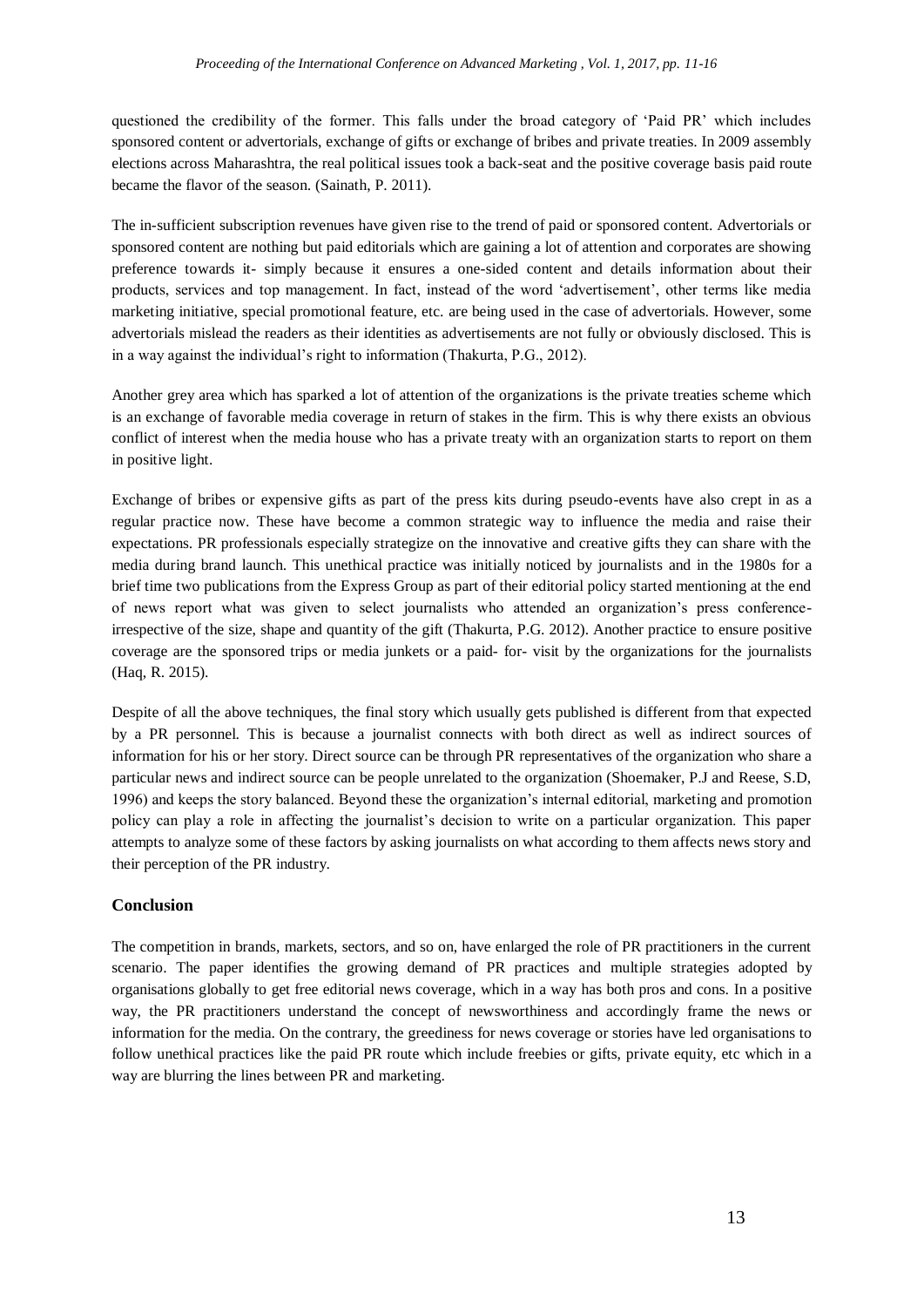questioned the credibility of the former. This falls under the broad category of 'Paid PR' which includes sponsored content or advertorials, exchange of gifts or exchange of bribes and private treaties. In 2009 assembly elections across Maharashtra, the real political issues took a back-seat and the positive coverage basis paid route became the flavor of the season. (Sainath, P. 2011).

The in-sufficient subscription revenues have given rise to the trend of paid or sponsored content. Advertorials or sponsored content are nothing but paid editorials which are gaining a lot of attention and corporates are showing preference towards it- simply because it ensures a one-sided content and details information about their products, services and top management. In fact, instead of the word 'advertisement', other terms like media marketing initiative, special promotional feature, etc. are being used in the case of advertorials. However, some advertorials mislead the readers as their identities as advertisements are not fully or obviously disclosed. This is in a way against the individual's right to information (Thakurta, P.G., 2012).

Another grey area which has sparked a lot of attention of the organizations is the private treaties scheme which is an exchange of favorable media coverage in return of stakes in the firm. This is why there exists an obvious conflict of interest when the media house who has a private treaty with an organization starts to report on them in positive light.

Exchange of bribes or expensive gifts as part of the press kits during pseudo-events have also crept in as a regular practice now. These have become a common strategic way to influence the media and raise their expectations. PR professionals especially strategize on the innovative and creative gifts they can share with the media during brand launch. This unethical practice was initially noticed by journalists and in the 1980s for a brief time two publications from the Express Group as part of their editorial policy started mentioning at the end of news report what was given to select journalists who attended an organization's press conference- irrespective of the size, shape and quantity of the gift (Thakurta, P.G. 2012). Another practice to ensure positive coverage are the sponsored trips or media junkets or a paid- for- visit by the organizations for the journalists (Haq, R. 2015).

Despite of all the above techniques, the final story which usually gets published is different from that expected by a PR personnel. This is because a journalist connects with both direct as well as indirect sources of information for his or her story. Direct source can be through PR representatives of the organization who share a particular news and indirect source can be people unrelated to the organization (Shoemaker, P.J and Reese, S.D, 1996) and keeps the story balanced. Beyond these the organization's internal editorial, marketing and promotion policy can play a role in affecting the journalist's decision to write on a particular organization. This paper attempts to analyze some of these factors by asking journalists on what according to them affects news story and their perception of the PR industry.

## Conclusion

The competition in brands, markets, sectors, and so on, have enlarged the role of PR practitioners in the current scenario. The paper identifies the growing demand of PR practices and multiple strategies adopted by organisations globally to get free editorial news coverage, which in a way has both pros and cons. In a positive way, the PR practitioners understand the concept of newsworthiness and accordingly frame the news or information for the media. On the contrary, the greediness for news coverage or stories have led organisations to follow unethical practices like the paid PR route which include freebies or gifts, private equity, etc which in a way are blurring the lines between PR and marketing.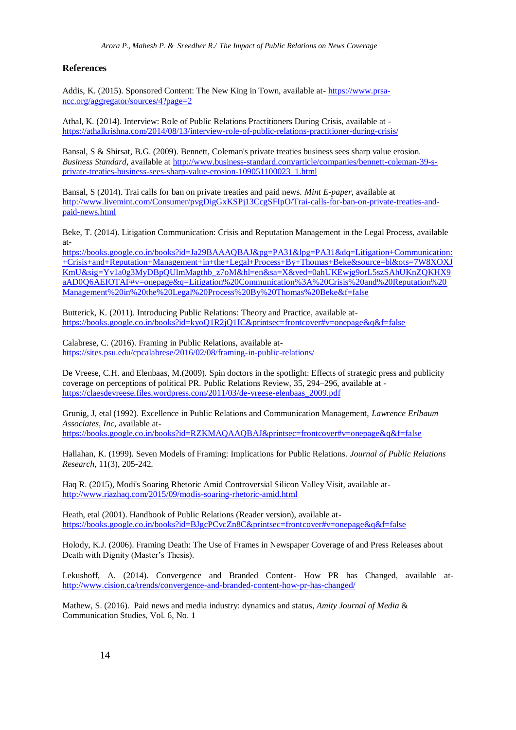## References

Addis, K. (2015). Sponsored Content: The New King in Town, available at- https://www.prsa-ncc.org/aggregator/sources/4?page=2

Athal, K. (2014). Interview: Role of Public Relations Practitioners During Crisis, available at - https://athalkrishna.com/2014/08/13/interview-role-of-public-relations-practitioner-during-crisis/

Bansal, S & Shirsat, B.G. (2009). Bennett, Coleman's private treaties business sees sharp value erosion. *Business Standard*, available at http://www.business-standard.com/article/companies/bennett-coleman-39-s-private-treaties-business-sees-sharp-value-erosion-109051100023_1.html

Bansal, S (2014). Trai calls for ban on private treaties and paid news. *Mint E-paper*, available at http://www.livemint.com/Consumer/pvgDigGxKSPj13CcgSFIpO/Trai-calls-for-ban-on-private-treaties-and-paid-news.html

Beke, T. (2014). Litigation Communication: Crisis and Reputation Management in the Legal Process, available at- https://books.google.co.in/books?id=Ja29BAAAQBAJ&pg=PA31&lpg=PA31&dq=Litigation+Communication:+Crisis+and+Reputation+Management+in+the+Legal+Process+By+Thomas+Beke&source=bl&ots=7W8XOXJKmU&sig=Yv1a0g3MyDBpQUlmMagthb_z7oM&hl=en&sa=X&ved=0ahUKEwjg9orL5szSAhUKnZQKHX9aAD0Q6AEIOTAF#v=onepage&q=Litigation%20Communication%3A%20Crisis%20and%20Reputation%20Management%20in%20the%20Legal%20Process%20By%20Thomas%20Beke&f=false

Butterick, K. (2011). Introducing Public Relations: Theory and Practice, available at- https://books.google.co.in/books?id=kyoQ1R2jQ1IC&printsec=frontcover#v=onepage&q&f=false

Calabrese, C. (2016). Framing in Public Relations, available at- https://sites.psu.edu/cpcalabrese/2016/02/08/framing-in-public-relations/

De Vreese, C.H. and Elenbaas, M.(2009). Spin doctors in the spotlight: Effects of strategic press and publicity coverage on perceptions of political PR. Public Relations Review, 35, 294–296, available at - https://claesdevreese.files.wordpress.com/2011/03/de-vreese-elenbaas_2009.pdf

Grunig, J, etal (1992). Excellence in Public Relations and Communication Management, *Lawrence Erlbaum Associates, Inc*, available at- https://books.google.co.in/books?id=RZKMAQAAQBAJ&printsec=frontcover#v=onepage&q&f=false

Hallahan, K. (1999). Seven Models of Framing: Implications for Public Relations. *Journal of Public Relations Research*, 11(3), 205-242.

Haq R. (2015), Modi's Soaring Rhetoric Amid Controversial Silicon Valley Visit, available at- http://www.riazhaq.com/2015/09/modis-soaring-rhetoric-amid.html

Heath, etal (2001). Handbook of Public Relations (Reader version), available at- https://books.google.co.in/books?id=BJgcPCvcZn8C&printsec=frontcover#v=onepage&q&f=false

Holody, K.J. (2006). Framing Death: The Use of Frames in Newspaper Coverage of and Press Releases about Death with Dignity (Master's Thesis).

Lekushoff, A. (2014). Convergence and Branded Content- How PR has Changed, available at- http://www.cision.ca/trends/convergence-and-branded-content-how-pr-has-changed/

Mathew, S. (2016). Paid news and media industry: dynamics and status, *Amity Journal of Media* & Communication Studies, Vol. 6, No. 1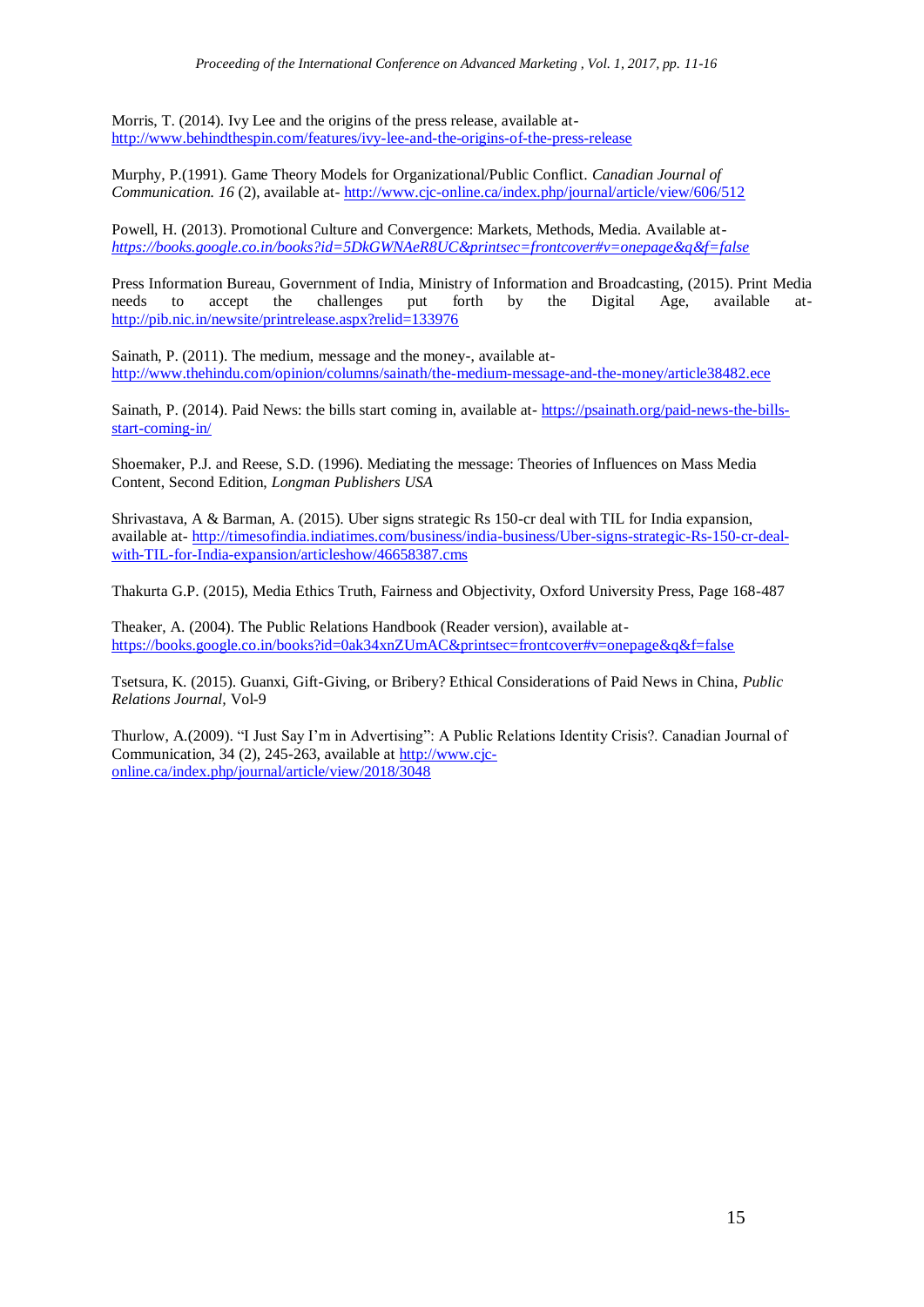Morris, T. (2014). Ivy Lee and the origins of the press release, available at- http://www.behindthespin.com/features/ivy-lee-and-the-origins-of-the-press-release

Murphy, P.(1991). Game Theory Models for Organizational/Public Conflict. *Canadian Journal of Communication. 16* (2), available at- http://www.cjc-online.ca/index.php/journal/article/view/606/512

Powell, H. (2013). Promotional Culture and Convergence: Markets, Methods, Media. Available at- *https://books.google.co.in/books?id=5DkGWNAeR8UC&printsec=frontcover#v=onepage&q&f=false*

Press Information Bureau, Government of India, Ministry of Information and Broadcasting, (2015). Print Media needs to accept the challenges put forth by the Digital Age, available at- http://pib.nic.in/newsite/printrelease.aspx?relid=133976

Sainath, P. (2011). The medium, message and the money-, available at- http://www.thehindu.com/opinion/columns/sainath/the-medium-message-and-the-money/article38482.ece

Sainath, P. (2014). Paid News: the bills start coming in, available at- https://psainath.org/paid-news-the-bills-start-coming-in/

Shoemaker, P.J. and Reese, S.D. (1996). Mediating the message: Theories of Influences on Mass Media Content, Second Edition, *Longman Publishers USA*

Shrivastava, A & Barman, A. (2015). Uber signs strategic Rs 150-cr deal with TIL for India expansion, available at- http://timesofindia.indiatimes.com/business/india-business/Uber-signs-strategic-Rs-150-cr-deal-with-TIL-for-India-expansion/articleshow/46658387.cms

Thakurta G.P. (2015), Media Ethics Truth, Fairness and Objectivity, Oxford University Press, Page 168-487

Theaker, A. (2004). The Public Relations Handbook (Reader version), available at- https://books.google.co.in/books?id=0ak34xnZUmAC&printsec=frontcover#v=onepage&q&f=false

Tsetsura, K. (2015). Guanxi, Gift-Giving, or Bribery? Ethical Considerations of Paid News in China, *Public Relations Journal*, Vol-9

Thurlow, A.(2009). "I Just Say I'm in Advertising": A Public Relations Identity Crisis?. Canadian Journal of Communication, 34 (2), 245-263, available at http://www.cjc-online.ca/index.php/journal/article/view/2018/3048